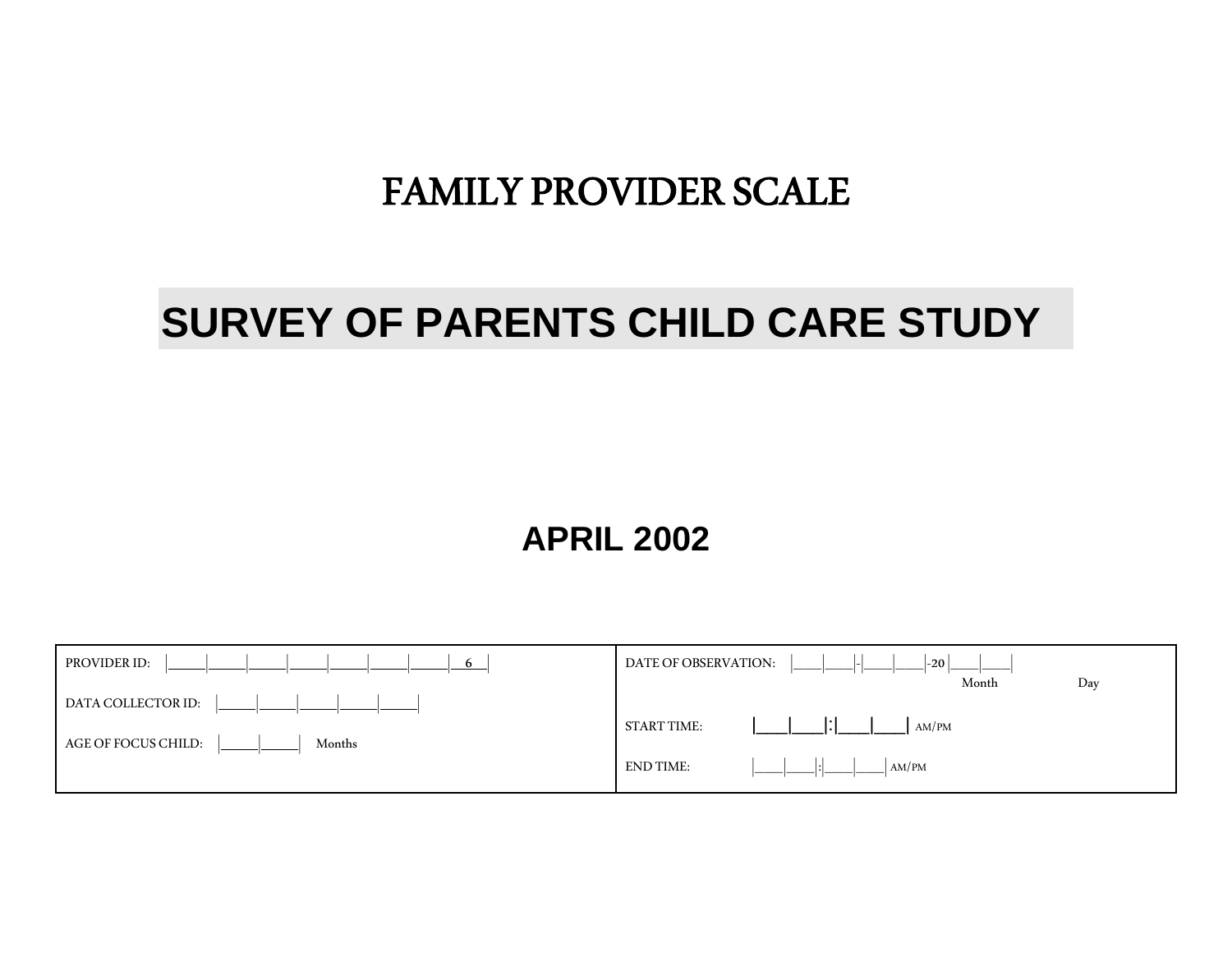# FAMILY PROVIDER SCALE

# SURVEY OF PARENTS CHILD CARE STUDY

## APRIL 2002

| PROVIDER ID: \|\_\_\_\_\|\_\_\_\_\|\_\_\_\_\|\_\_\_\_\|\_\_\_\_\|\_\_\_\_\|\_\_\_\_\|\_\_6\_\_\| | DATE OF OBSERVATION: \|\_\_\_\|\_\_\_\|-\|\_\_\_\|\_\_\_\|-20\|\_\_\_\|\_\_\_\| Month Day |
|---|---|
| DATA COLLECTOR ID: \|\_\_\_\_\|\_\_\_\_\|\_\_\_\_\|\_\_\_\_\|\_\_\_\_\| | START TIME: \|\_\_\_\|\_\_\_\|:\|\_\_\_\|\_\_\_\| AM/PM |
| AGE OF FOCUS CHILD: \|\_\_\_\_\|\_\_\_\_\| Months | END TIME: \|\_\_\_\|\_\_\_\|:\|\_\_\_\|\_\_\_\| AM/PM |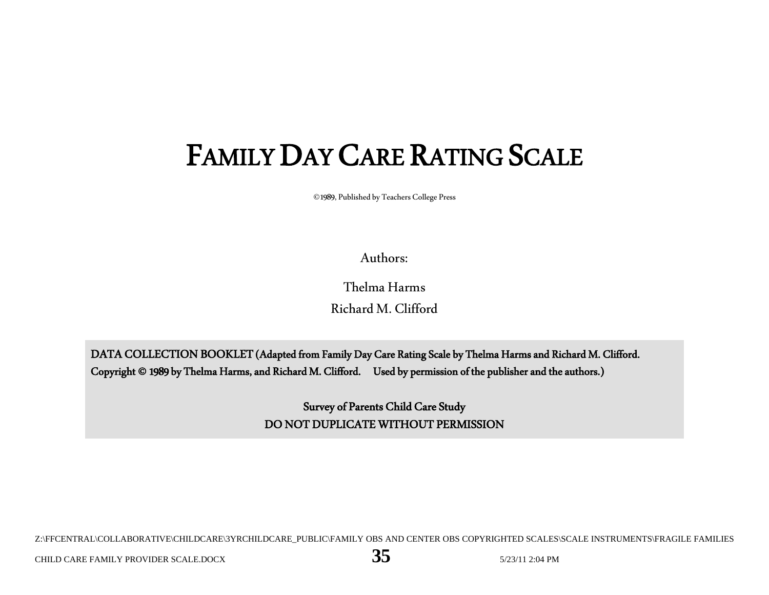# FAMILY DAY CARE RATING SCALE

©1989, Published by Teachers College Press

Authors:

Thelma Harms

Richard M. Clifford

**DATA COLLECTION BOOKLET (Adapted from Family Day Care Rating Scale by Thelma Harms and Richard M. Clifford. Copyright © 1989 by Thelma Harms, and Richard M. Clifford. Used by permission of the publisher and the authors.)**

**Survey of Parents Child Care Study**

**DO NOT DUPLICATE WITHOUT PERMISSION**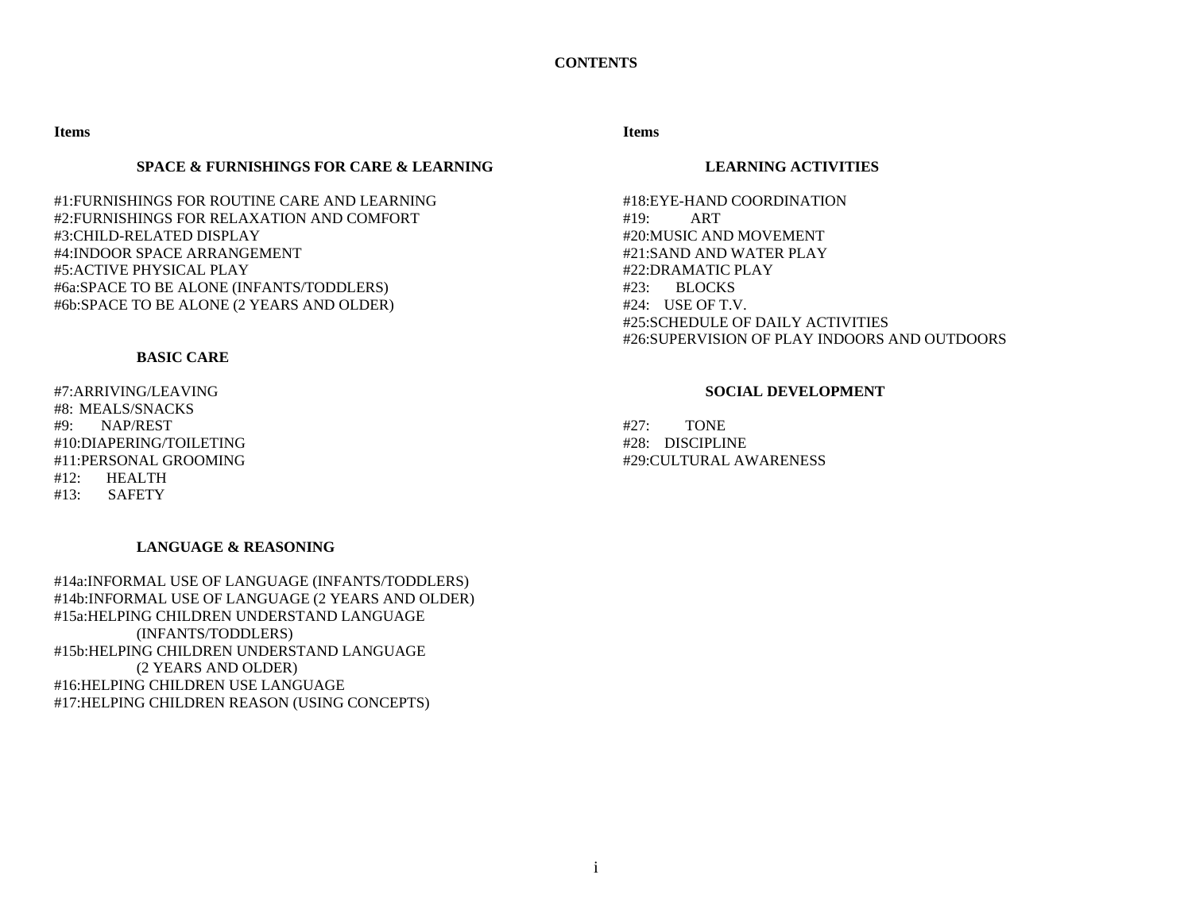# CONTENTS

**Items**

### SPACE & FURNISHINGS FOR CARE & LEARNING

#1:FURNISHINGS FOR ROUTINE CARE AND LEARNING
#2:FURNISHINGS FOR RELAXATION AND COMFORT
#3:CHILD-RELATED DISPLAY
#4:INDOOR SPACE ARRANGEMENT
#5:ACTIVE PHYSICAL PLAY
#6a:SPACE TO BE ALONE (INFANTS/TODDLERS)
#6b:SPACE TO BE ALONE (2 YEARS AND OLDER)

### BASIC CARE

#7:ARRIVING/LEAVING
#8: MEALS/SNACKS
#9: NAP/REST
#10:DIAPERING/TOILETING
#11:PERSONAL GROOMING
#12: HEALTH
#13: SAFETY

### LANGUAGE & REASONING

#14a:INFORMAL USE OF LANGUAGE (INFANTS/TODDLERS)
#14b:INFORMAL USE OF LANGUAGE (2 YEARS AND OLDER)
#15a:HELPING CHILDREN UNDERSTAND LANGUAGE (INFANTS/TODDLERS)
#15b:HELPING CHILDREN UNDERSTAND LANGUAGE (2 YEARS AND OLDER)
#16:HELPING CHILDREN USE LANGUAGE
#17:HELPING CHILDREN REASON (USING CONCEPTS)

**Items**

### LEARNING ACTIVITIES

#18:EYE-HAND COORDINATION
#19: ART
#20:MUSIC AND MOVEMENT
#21:SAND AND WATER PLAY
#22:DRAMATIC PLAY
#23: BLOCKS
#24: USE OF T.V.
#25:SCHEDULE OF DAILY ACTIVITIES
#26:SUPERVISION OF PLAY INDOORS AND OUTDOORS

### SOCIAL DEVELOPMENT

#27: TONE
#28: DISCIPLINE
#29:CULTURAL AWARENESS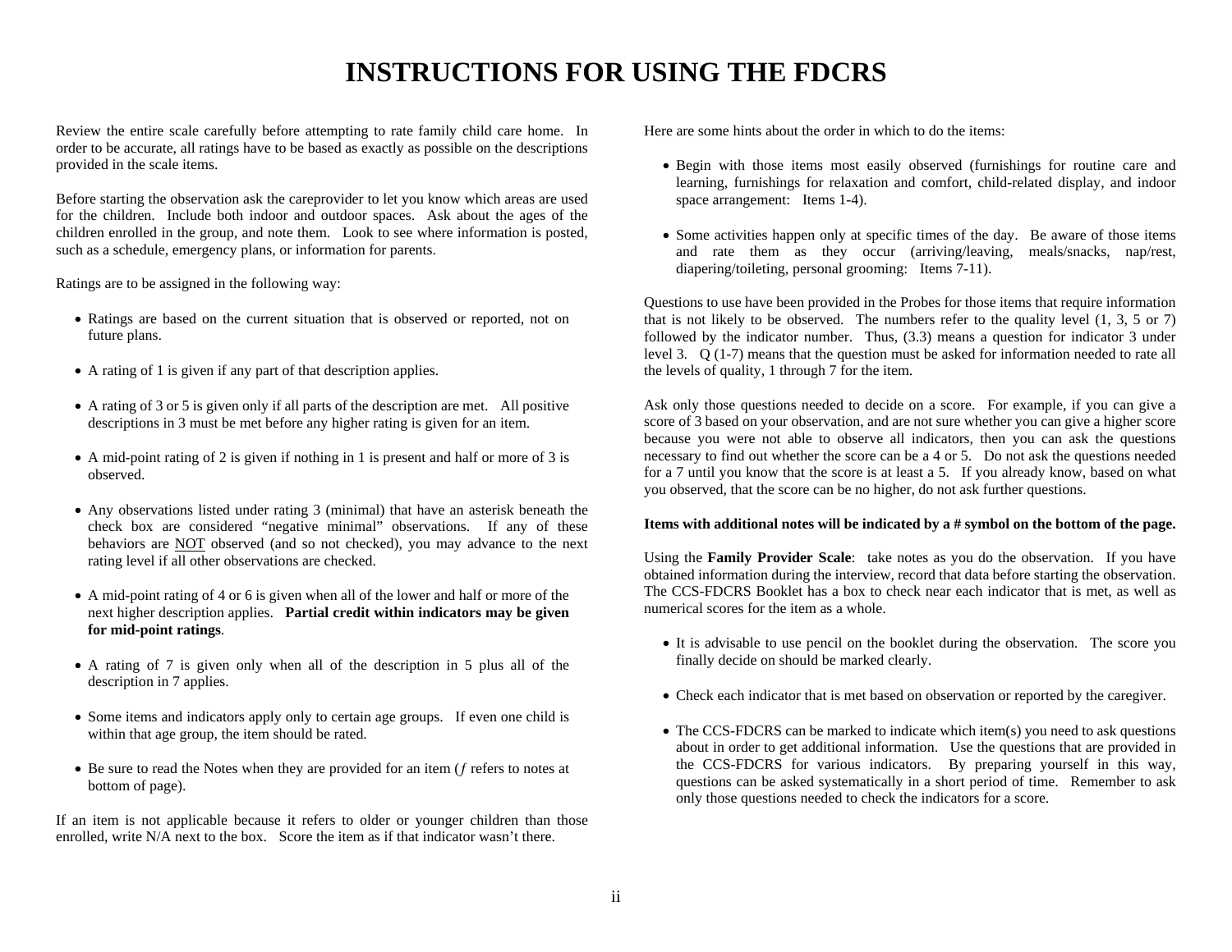# INSTRUCTIONS FOR USING THE FDCRS

Review the entire scale carefully before attempting to rate family child care home. In order to be accurate, all ratings have to be based as exactly as possible on the descriptions provided in the scale items.

Before starting the observation ask the careprovider to let you know which areas are used for the children. Include both indoor and outdoor spaces. Ask about the ages of the children enrolled in the group, and note them. Look to see where information is posted, such as a schedule, emergency plans, or information for parents.

Ratings are to be assigned in the following way:

- Ratings are based on the current situation that is observed or reported, not on future plans.
- A rating of 1 is given if any part of that description applies.
- A rating of 3 or 5 is given only if all parts of the description are met. All positive descriptions in 3 must be met before any higher rating is given for an item.
- A mid-point rating of 2 is given if nothing in 1 is present and half or more of 3 is observed.
- Any observations listed under rating 3 (minimal) that have an asterisk beneath the check box are considered "negative minimal" observations. If any of these behaviors are NOT observed (and so not checked), you may advance to the next rating level if all other observations are checked.
- A mid-point rating of 4 or 6 is given when all of the lower and half or more of the next higher description applies. **Partial credit within indicators may be given for mid-point ratings**.
- A rating of 7 is given only when all of the description in 5 plus all of the description in 7 applies.
- Some items and indicators apply only to certain age groups. If even one child is within that age group, the item should be rated.
- Be sure to read the Notes when they are provided for an item (*ƒ* refers to notes at bottom of page).

If an item is not applicable because it refers to older or younger children than those enrolled, write N/A next to the box. Score the item as if that indicator wasn't there.

Here are some hints about the order in which to do the items:

- Begin with those items most easily observed (furnishings for routine care and learning, furnishings for relaxation and comfort, child-related display, and indoor space arrangement: Items 1-4).
- Some activities happen only at specific times of the day. Be aware of those items and rate them as they occur (arriving/leaving, meals/snacks, nap/rest, diapering/toileting, personal grooming: Items 7-11).

Questions to use have been provided in the Probes for those items that require information that is not likely to be observed. The numbers refer to the quality level (1, 3, 5 or 7) followed by the indicator number. Thus, (3.3) means a question for indicator 3 under level 3. Q (1-7) means that the question must be asked for information needed to rate all the levels of quality, 1 through 7 for the item.

Ask only those questions needed to decide on a score. For example, if you can give a score of 3 based on your observation, and are not sure whether you can give a higher score because you were not able to observe all indicators, then you can ask the questions necessary to find out whether the score can be a 4 or 5. Do not ask the questions needed for a 7 until you know that the score is at least a 5. If you already know, based on what you observed, that the score can be no higher, do not ask further questions.

**Items with additional notes will be indicated by a # symbol on the bottom of the page.**

Using the **Family Provider Scale**: take notes as you do the observation. If you have obtained information during the interview, record that data before starting the observation. The CCS-FDCRS Booklet has a box to check near each indicator that is met, as well as numerical scores for the item as a whole.

- It is advisable to use pencil on the booklet during the observation. The score you finally decide on should be marked clearly.
- Check each indicator that is met based on observation or reported by the caregiver.
- The CCS-FDCRS can be marked to indicate which item(s) you need to ask questions about in order to get additional information. Use the questions that are provided in the CCS-FDCRS for various indicators. By preparing yourself in this way, questions can be asked systematically in a short period of time. Remember to ask only those questions needed to check the indicators for a score.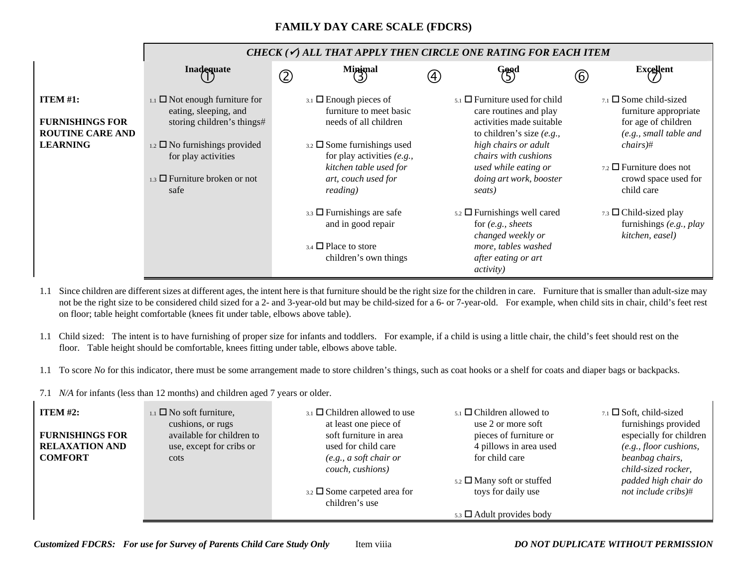# FAMILY DAY CARE SCALE (FDCRS)

| | CHECK (✓) ALL THAT APPLY THEN CIRCLE ONE RATING FOR EACH ITEM | | | | | | |
|---|---|---|---|---|---|---|---|
| | **Inadequate** ① | ② | **Minimal** ③ | ④ | **Good** ⑤ | ⑥ | **Excellent** ⑦ |
| **ITEM #1:** **FURNISHINGS FOR ROUTINE CARE AND LEARNING** | 1.1 ☐ Not enough furniture for eating, sleeping, and storing children's things# <br> 1.2 ☐ No furnishings provided for play activities <br> 1.3 ☐ Furniture broken or not safe | | 3.1 ☐ Enough pieces of furniture to meet basic needs of all children <br> 3.2 ☐ Some furnishings used for play activities *(e.g., kitchen table used for art, couch used for reading)* <br> 3.3 ☐ Furnishings are safe and in good repair <br> 3.4 ☐ Place to store children's own things | | 5.1 ☐ Furniture used for child care routines and play activities made suitable to children's size *(e.g., high chairs or adult chairs with cushions used while eating or doing art work, booster seats)* <br> 5.2 ☐ Furnishings well cared for *(e.g., sheets changed weekly or more, tables washed after eating or art activity)* | | 7.1 ☐ Some child-sized furniture appropriate for age of children *(e.g., small table and chairs)*# <br> 7.2 ☐ Furniture does not crowd space used for child care <br> 7.3 ☐ Child-sized play furnishings *(e.g., play kitchen, easel)* |

1.1 Since children are different sizes at different ages, the intent here is that furniture should be the right size for the children in care. Furniture that is smaller than adult-size may not be the right size to be considered child sized for a 2- and 3-year-old but may be child-sized for a 6- or 7-year-old. For example, when child sits in chair, child's feet rest on floor; table height comfortable (knees fit under table, elbows above table).

1.1 Child sized: The intent is to have furnishing of proper size for infants and toddlers. For example, if a child is using a little chair, the child's feet should rest on the floor. Table height should be comfortable, knees fitting under table, elbows above table.

1.1 To score *No* for this indicator, there must be some arrangement made to store children's things, such as coat hooks or a shelf for coats and diaper bags or backpacks.

7.1 *N/A* for infants (less than 12 months) and children aged 7 years or older.

| | **Inadequate** ① | ② | **Minimal** ③ | ④ | **Good** ⑤ | ⑥ | **Excellent** ⑦ |
|---|---|---|---|---|---|---|---|
| **ITEM #2:** **FURNISHINGS FOR RELAXATION AND COMFORT** | 1.1 ☐ No soft furniture, cushions, or rugs available for children to use, except for cribs or cots | | 3.1 ☐ Children allowed to use at least one piece of soft furniture in area used for child care *(e.g., a soft chair or couch, cushions)* <br> 3.2 ☐ Some carpeted area for children's use | | 5.1 ☐ Children allowed to use 2 or more soft pieces of furniture or 4 pillows in area used for child care <br> 5.2 ☐ Many soft or stuffed toys for daily use <br> 5.3 ☐ Adult provides body | | 7.1 ☐ Soft, child-sized furnishings provided especially for children *(e.g., floor cushions, beanbag chairs, child-sized rocker, padded high chair do not include cribs)*# |

*Customized FDCRS: For use for Survey of Parents Child Care Study Only* Item viiia *DO NOT DUPLICATE WITHOUT PERMISSION*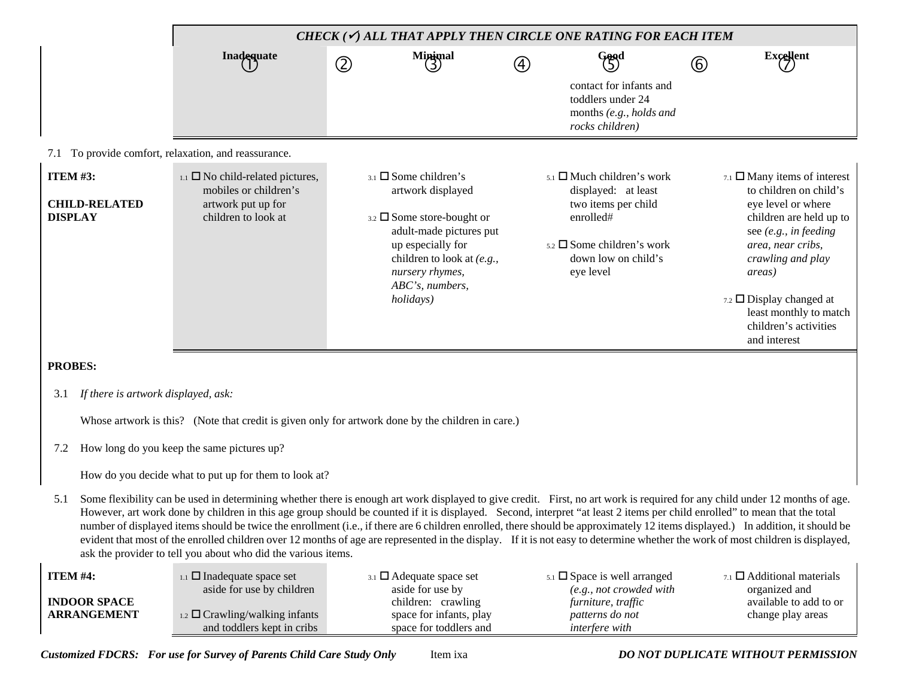| | CHECK (✓) ALL THAT APPLY THEN CIRCLE ONE RATING FOR EACH ITEM | | | | | | |
|---|---|---|---|---|---|---|---|
| | Inadequate ① | ② | Minimal ③ | ④ | Good ⑤ | ⑥ | Excellent ⑦ |
| | | | | | contact for infants and toddlers under 24 months *(e.g., holds and rocks children)* | | |

7.1 To provide comfort, relaxation, and reassurance.

| | Inadequate ① | ② | Minimal ③ | ④ | Good ⑤ | ⑥ | Excellent ⑦ |
|---|---|---|---|---|---|---|---|
| **ITEM #3:** **CHILD-RELATED DISPLAY** | 1.1 ☐ No child-related pictures, mobiles or children's artwork put up for children to look at | | 3.1 ☐ Some children's artwork displayed<br><br>3.2 ☐ Some store-bought or adult-made pictures put up especially for children to look at *(e.g., nursery rhymes, ABC's, numbers, holidays)* | | 5.1 ☐ Much children's work displayed: at least two items per child enrolled#<br><br>5.2 ☐ Some children's work down low on child's eye level | | 7.1 ☐ Many items of interest to children on child's eye level or where children are held up to see *(e.g., in feeding area, near cribs, crawling and play areas)*<br><br>7.2 ☐ Display changed at least monthly to match children's activities and interest |

**PROBES:**

3.1 *If there is artwork displayed, ask:*

Whose artwork is this? (Note that credit is given only for artwork done by the children in care.)

7.2 How long do you keep the same pictures up?

How do you decide what to put up for them to look at?

5.1 Some flexibility can be used in determining whether there is enough art work displayed to give credit. First, no art work is required for any child under 12 months of age. However, art work done by children in this age group should be counted if it is displayed. Second, interpret "at least 2 items per child enrolled" to mean that the total number of displayed items should be twice the enrollment (i.e., if there are 6 children enrolled, there should be approximately 12 items displayed.) In addition, it should be evident that most of the enrolled children over 12 months of age are represented in the display. If it is not easy to determine whether the work of most children is displayed, ask the provider to tell you about who did the various items.

| | Inadequate ① | ② | Minimal ③ | ④ | Good ⑤ | ⑥ | Excellent ⑦ |
|---|---|---|---|---|---|---|---|
| **ITEM #4:** **INDOOR SPACE ARRANGEMENT** | 1.1 ☐ Inadequate space set aside for use by children<br><br>1.2 ☐ Crawling/walking infants and toddlers kept in cribs | | 3.1 ☐ Adequate space set aside for use by children: crawling space for infants, play space for toddlers and | | 5.1 ☐ Space is well arranged *(e.g., not crowded with furniture, traffic patterns do not interfere with* | | 7.1 ☐ Additional materials organized and available to add to or change play areas |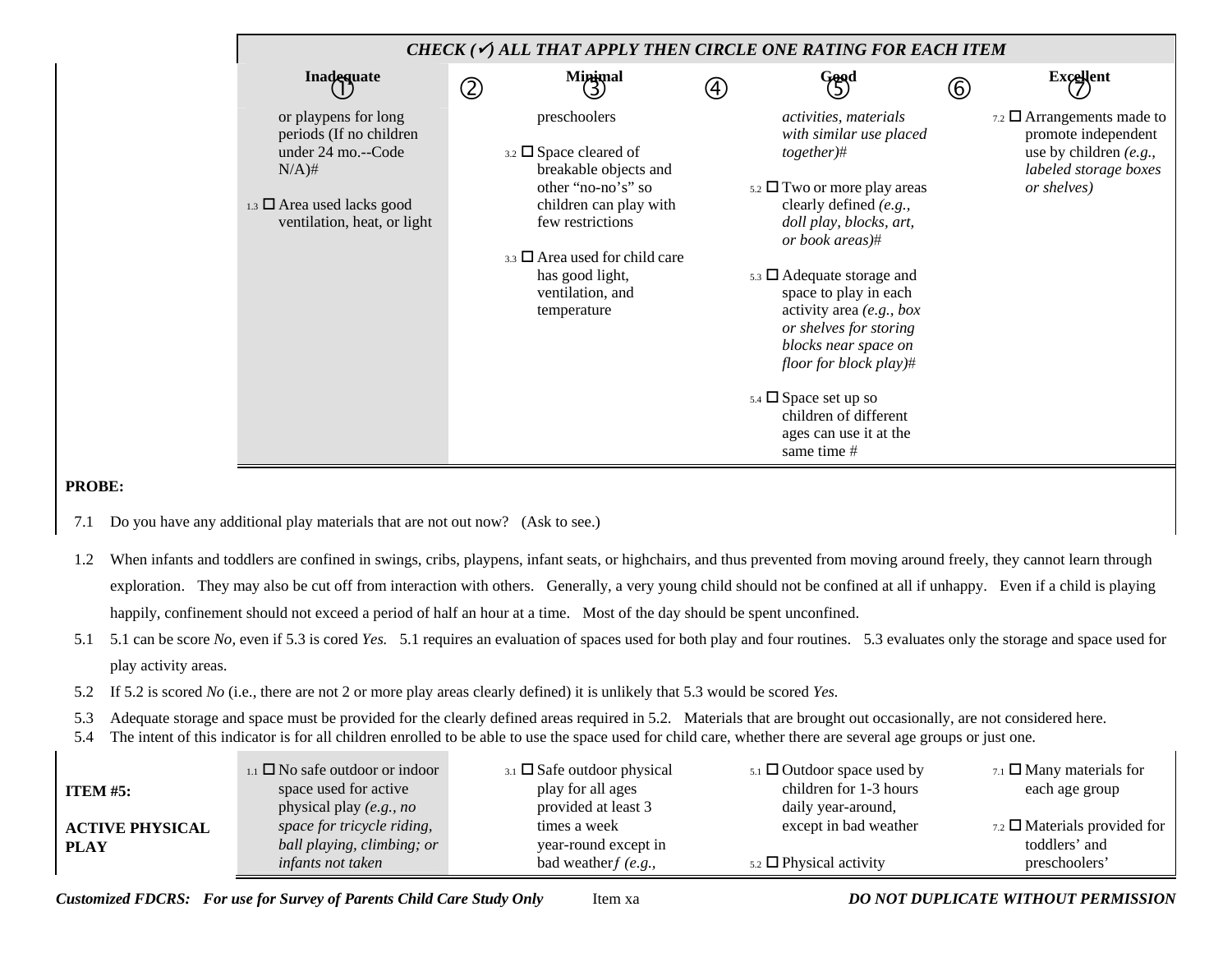| | CHECK (✓) ALL THAT APPLY THEN CIRCLE ONE RATING FOR EACH ITEM | | | | | | |
|---|---|---|---|---|---|---|---|
| | Inadequate ① | ② | Minimal ③ | ④ | Good ⑤ | ⑥ | Excellent ⑦ |
| | or playpens for long periods (If no children under 24 mo.--Code N/A)# <br><br> 1.3 ☐ Area used lacks good ventilation, heat, or light | | preschoolers <br><br> 3.2 ☐ Space cleared of breakable objects and other "no-no's" so children can play with few restrictions <br><br> 3.3 ☐ Area used for child care has good light, ventilation, and temperature | | *activities, materials with similar use placed together)*# <br><br> 5.2 ☐ Two or more play areas clearly defined *(e.g., doll play, blocks, art, or book areas)*# <br><br> 5.3 ☐ Adequate storage and space to play in each activity area *(e.g., box or shelves for storing blocks near space on floor for block play)*# <br><br> 5.4 ☐ Space set up so children of different ages can use it at the same time # | | 7.2 ☐ Arrangements made to promote independent use by children *(e.g., labeled storage boxes or shelves)* |

**PROBE:**

7.1 Do you have any additional play materials that are not out now? (Ask to see.)

1.2 When infants and toddlers are confined in swings, cribs, playpens, infant seats, or highchairs, and thus prevented from moving around freely, they cannot learn through exploration. They may also be cut off from interaction with others. Generally, a very young child should not be confined at all if unhappy. Even if a child is playing happily, confinement should not exceed a period of half an hour at a time. Most of the day should be spent unconfined.

5.1 5.1 can be score *No,* even if 5.3 is cored *Yes.* 5.1 requires an evaluation of spaces used for both play and four routines. 5.3 evaluates only the storage and space used for play activity areas.

5.2 If 5.2 is scored *No* (i.e., there are not 2 or more play areas clearly defined) it is unlikely that 5.3 would be scored *Yes.*

5.3 Adequate storage and space must be provided for the clearly defined areas required in 5.2. Materials that are brought out occasionally, are not considered here.

5.4 The intent of this indicator is for all children enrolled to be able to use the space used for child care, whether there are several age groups or just one.

| | | | | | | | |
|---|---|---|---|---|---|---|---|
| **ITEM #5:** <br><br> **ACTIVE PHYSICAL PLAY** | 1.1 ☐ No safe outdoor or indoor space used for active physical play *(e.g., no space for tricycle riding, ball playing, climbing; or infants not taken* | | 3.1 ☐ Safe outdoor physical play for all ages provided at least 3 times a week year-round except in bad weather*f (e.g.,* | | 5.1 ☐ Outdoor space used by children for 1-3 hours daily year-around, except in bad weather <br><br> 5.2 ☐ Physical activity | | 7.1 ☐ Many materials for each age group <br><br> 7.2 ☐ Materials provided for toddlers' and preschoolers' |

*Customized FDCRS: For use for Survey of Parents Child Care Study Only* Item xa ***DO NOT DUPLICATE WITHOUT PERMISSION***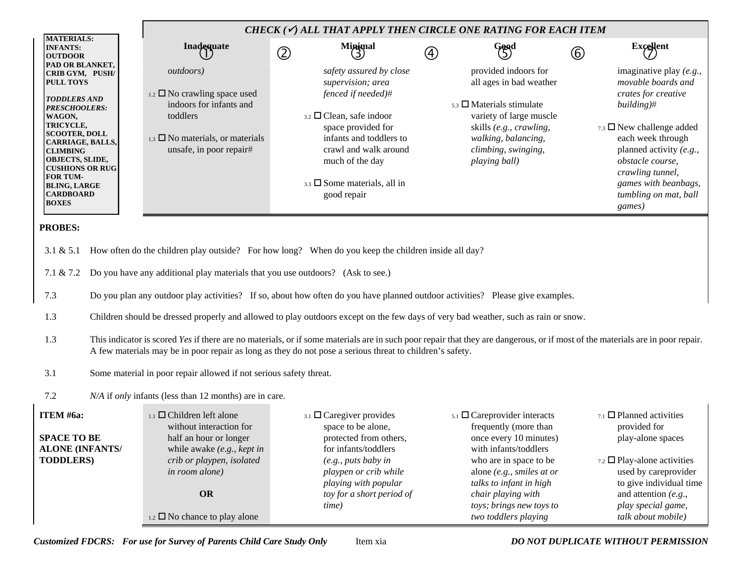**CHECK (✓) ALL THAT APPLY THEN CIRCLE ONE RATING FOR EACH ITEM**

| | Inadequate ① | ② | Minimal ③ | ④ | Good ⑤ | ⑥ | Excellent ⑦ |
|---|---|---|---|---|---|---|---|
| **MATERIALS: INFANTS: OUTDOOR PAD OR BLANKET, CRIB GYM, PUSH/ PULL TOYS**<br><br>***TODDLERS AND PRESCHOOLERS:*** **WAGON, TRICYCLE, SCOOTER, DOLL CARRIAGE, BALLS, CLIMBING OBJECTS, SLIDE, CUSHIONS OR RUG FOR TUMBLING, LARGE CARDBOARD BOXES** | *outdoors)*<br><br>1.2 ☐ No crawling space used indoors for infants and toddlers<br><br>1.3 ☐ No materials, or materials unsafe, in poor repair# | | *safety assured by close supervision; area fenced if needed)#*<br><br>3.2 ☐ Clean, safe indoor space provided for infants and toddlers to crawl and walk around much of the day<br><br>3.3 ☐ Some materials, all in good repair | | provided indoors for all ages in bad weather<br><br>5.3 ☐ Materials stimulate variety of large muscle skills *(e.g., crawling, walking, balancing, climbing, swinging, playing ball)* | | imaginative play *(e.g., movable boards and crates for creative building)#*<br><br>7.3 ☐ New challenge added each week through planned activity *(e.g., obstacle course, crawling tunnel, games with beanbags, tumbling on mat, ball games)* |

**PROBES:**

3.1 & 5.1 How often do the children play outside? For how long? When do you keep the children inside all day?

7.1 & 7.2 Do you have any additional play materials that you use outdoors? (Ask to see.)

7.3 Do you plan any outdoor play activities? If so, about how often do you have planned outdoor activities? Please give examples.

1.3 Children should be dressed properly and allowed to play outdoors except on the few days of very bad weather, such as rain or snow.

1.3 This indicator is scored *Yes* if there are no materials, or if some materials are in such poor repair that they are dangerous, or if most of the materials are in poor repair. A few materials may be in poor repair as long as they do not pose a serious threat to children's safety.

3.1 Some material in poor repair allowed if not serious safety threat.

7.2 *N/A* if *only* infants (less than 12 months) are in care.

| | Inadequate | Minimal | Good | Excellent |
|---|---|---|---|---|
| **ITEM #6a:**<br><br>**SPACE TO BE ALONE (INFANTS/ TODDLERS)** | 1.1 ☐ Children left alone without interaction for half an hour or longer while awake *(e.g., kept in crib or playpen, isolated in room alone)*<br><br>**OR**<br><br>1.2 ☐ No chance to play alone | 3.1 ☐ Caregiver provides space to be alone, protected from others, for infants/toddlers *(e.g., puts baby in playpen or crib while playing with popular toy for a short period of time)* | 5.1 ☐ Careprovider interacts frequently (more than once every 10 minutes) with infants/toddlers who are in space to be alone *(e.g., smiles at or talks to infant in high chair playing with toys; brings new toys to two toddlers playing* | 7.1 ☐ Planned activities provided for play-alone spaces<br><br>7.2 ☐ Play-alone activities used by careprovider to give individual time and attention *(e.g., play special game, talk about mobile)* |

***Customized FDCRS: For use for Survey of Parents Child Care Study Only*** Item xia ***DO NOT DUPLICATE WITHOUT PERMISSION***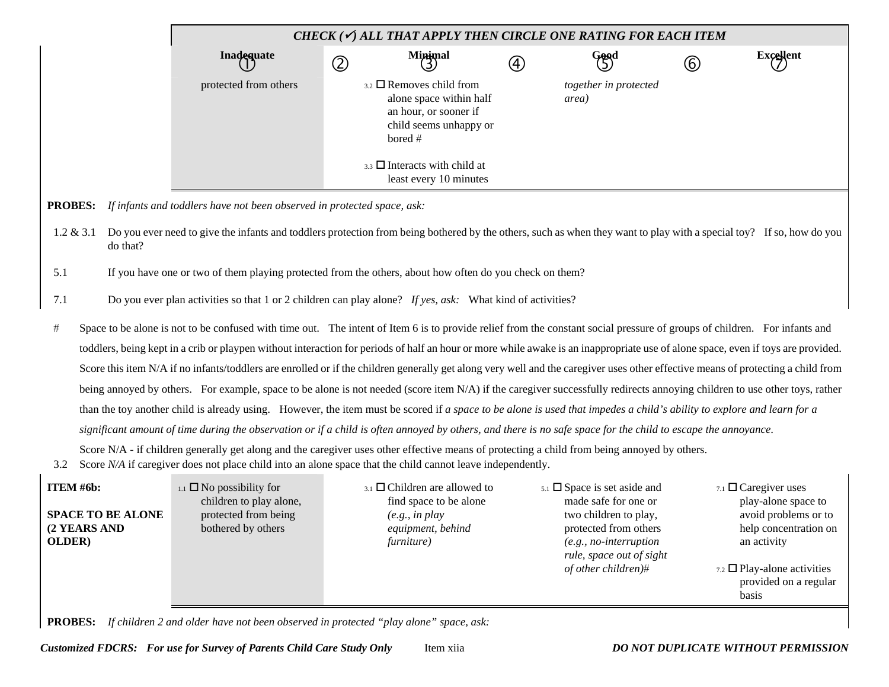| | CHECK (✓) ALL THAT APPLY THEN CIRCLE ONE RATING FOR EACH ITEM | | | | | | |
|---|---|---|---|---|---|---|---|
| | Inadequate ① | ② | Minimal ③ | ④ | Good ⑤ | ⑥ | Excellent ⑦ |
| | protected from others | | 3.2 ☐ Removes child from alone space within half an hour, or sooner if child seems unhappy or bored #<br><br>3.3 ☐ Interacts with child at least every 10 minutes | | *together in protected area)* | | |

**PROBES:** *If infants and toddlers have not been observed in protected space, ask:*

1.2 & 3.1 Do you ever need to give the infants and toddlers protection from being bothered by the others, such as when they want to play with a special toy? If so, how do you do that?

5.1 If you have one or two of them playing protected from the others, about how often do you check on them?

7.1 Do you ever plan activities so that 1 or 2 children can play alone? *If yes, ask:* What kind of activities?

\# Space to be alone is not to be confused with time out. The intent of Item 6 is to provide relief from the constant social pressure of groups of children. For infants and toddlers, being kept in a crib or playpen without interaction for periods of half an hour or more while awake is an inappropriate use of alone space, even if toys are provided. Score this item N/A if no infants/toddlers are enrolled or if the children generally get along very well and the caregiver uses other effective means of protecting a child from being annoyed by others. For example, space to be alone is not needed (score item N/A) if the caregiver successfully redirects annoying children to use other toys, rather than the toy another child is already using. However, the item must be scored if *a space to be alone is used that impedes a child's ability to explore and learn for a significant amount of time during the observation or if a child is often annoyed by others, and there is no safe space for the child to escape the annoyance*.

Score N/A - if children generally get along and the caregiver uses other effective means of protecting a child from being annoyed by others.

3.2 Score *N/A* if caregiver does not place child into an alone space that the child cannot leave independently.

| ITEM #6b: SPACE TO BE ALONE (2 YEARS AND OLDER) | Inadequate ① | ② | Minimal ③ | ④ | Good ⑤ | ⑥ | Excellent ⑦ |
|---|---|---|---|---|---|---|---|
| | 1.1 ☐ No possibility for children to play alone, protected from being bothered by others | | 3.1 ☐ Children are allowed to find space to be alone *(e.g., in play equipment, behind furniture)* | | 5.1 ☐ Space is set aside and made safe for one or two children to play, protected from others *(e.g., no-interruption rule, space out of sight of other children)#* | | 7.1 ☐ Caregiver uses play-alone space to avoid problems or to help concentration on an activity<br><br>7.2 ☐ Play-alone activities provided on a regular basis |

**PROBES:** *If children 2 and older have not been observed in protected "play alone" space, ask:*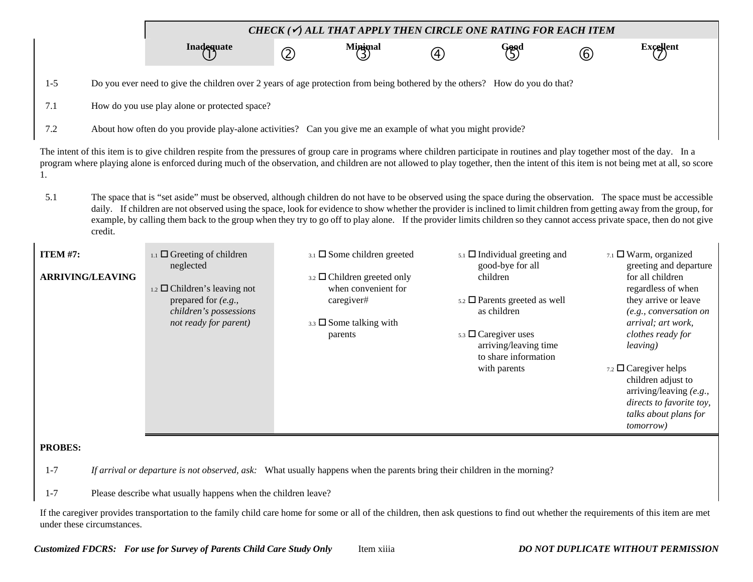| | *CHECK (✓) ALL THAT APPLY THEN CIRCLE ONE RATING FOR EACH ITEM* | | | | | | |
|---|---|---|---|---|---|---|---|
| | **Inadequate** ① | ② | **Minimal** ③ | ④ | **Good** ⑤ | ⑥ | **Excellent** ⑦ |

1-5 Do you ever need to give the children over 2 years of age protection from being bothered by the others? How do you do that?

7.1 How do you use play alone or protected space?

7.2 About how often do you provide play-alone activities? Can you give me an example of what you might provide?

The intent of this item is to give children respite from the pressures of group care in programs where children participate in routines and play together most of the day. In a program where playing alone is enforced during much of the observation, and children are not allowed to play together, then the intent of this item is not being met at all, so score 1.

5.1 The space that is "set aside" must be observed, although children do not have to be observed using the space during the observation. The space must be accessible daily. If children are not observed using the space, look for evidence to show whether the provider is inclined to limit children from getting away from the group, for example, by calling them back to the group when they try to go off to play alone. If the provider limits children so they cannot access private space, then do not give credit.

| **ITEM #7: ARRIVING/LEAVING** | Inadequate (1) | Minimal (3) | Good (5) | Excellent (7) |
|---|---|---|---|---|
| | 1.1 ☐ Greeting of children neglected<br><br>1.2 ☐ Children's leaving not prepared for *(e.g., children's possessions not ready for parent)* | 3.1 ☐ Some children greeted<br><br>3.2 ☐ Children greeted only when convenient for caregiver#<br><br>3.3 ☐ Some talking with parents | 5.1 ☐ Individual greeting and good-bye for all children<br><br>5.2 ☐ Parents greeted as well as children<br><br>5.3 ☐ Caregiver uses arriving/leaving time to share information with parents | 7.1 ☐ Warm, organized greeting and departure for all children regardless of when they arrive or leave *(e.g., conversation on arrival; art work, clothes ready for leaving)*<br><br>7.2 ☐ Caregiver helps children adjust to arriving/leaving *(e.g., directs to favorite toy, talks about plans for tomorrow)* |

**PROBES:**

1-7 *If arrival or departure is not observed, ask:* What usually happens when the parents bring their children in the morning?

1-7 Please describe what usually happens when the children leave?

If the caregiver provides transportation to the family child care home for some or all of the children, then ask questions to find out whether the requirements of this item are met under these circumstances.

***Customized FDCRS: For use for Survey of Parents Child Care Study Only*** Item xiiia ***DO NOT DUPLICATE WITHOUT PERMISSION***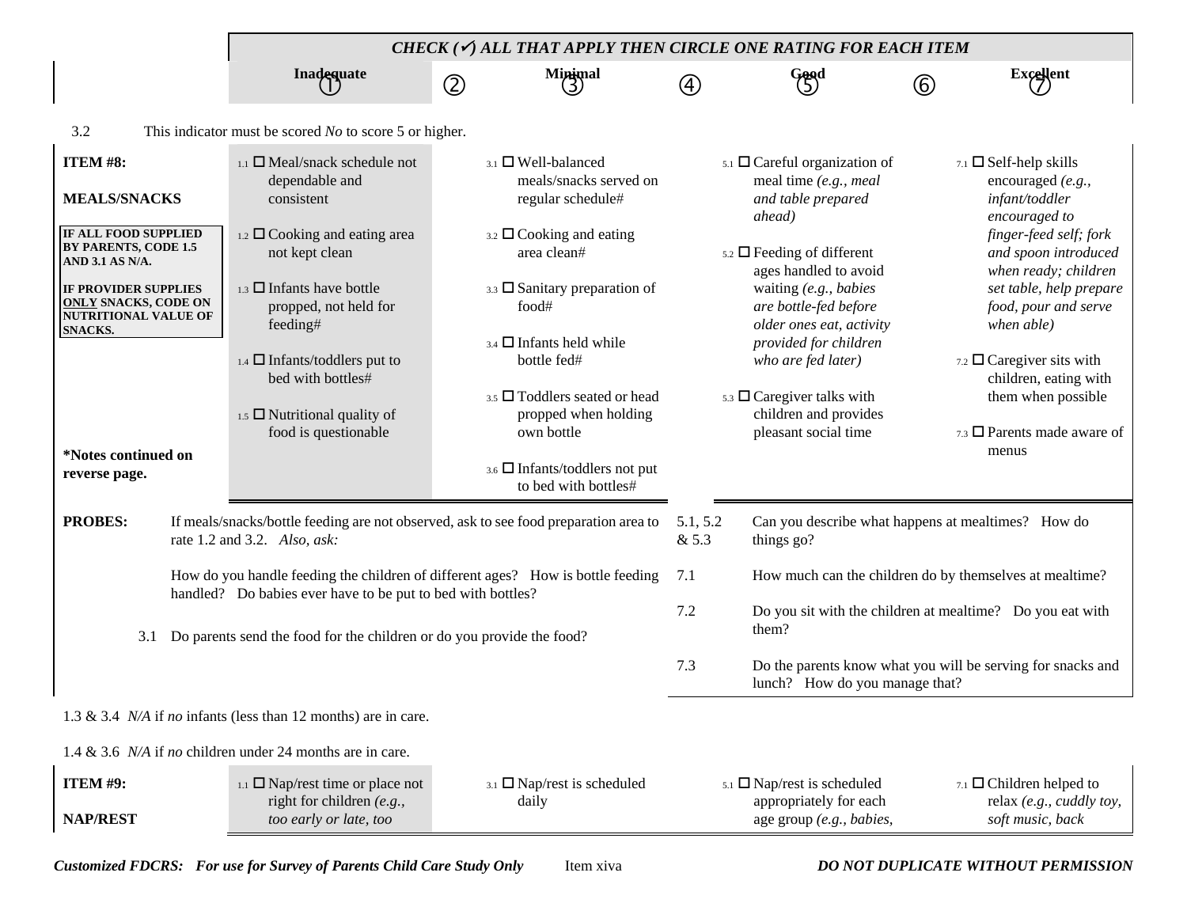| | CHECK (✓) ALL THAT APPLY THEN CIRCLE ONE RATING FOR EACH ITEM | | | | | | |
|---|---|---|---|---|---|---|---|
| | Inadequate ① | ② | Minimal ③ | ④ | Good ⑤ | ⑥ | Excellent ⑦ |

3.2 This indicator must be scored *No* to score 5 or higher.

| **ITEM #8: MEALS/SNACKS** | Inadequate | Minimal | Good | Excellent |
|---|---|---|---|---|
| **IF ALL FOOD SUPPLIED BY PARENTS, CODE 1.5 AND 3.1 AS N/A.** <br><br> **IF PROVIDER SUPPLIES ONLY SNACKS, CODE ON NUTRITIONAL VALUE OF SNACKS.** <br><br> **\*Notes continued on reverse page.** | 1.1 ☐ Meal/snack schedule not dependable and consistent <br><br> 1.2 ☐ Cooking and eating area not kept clean <br><br> 1.3 ☐ Infants have bottle propped, not held for feeding# <br><br> 1.4 ☐ Infants/toddlers put to bed with bottles# <br><br> 1.5 ☐ Nutritional quality of food is questionable | 3.1 ☐ Well-balanced meals/snacks served on regular schedule# <br><br> 3.2 ☐ Cooking and eating area clean# <br><br> 3.3 ☐ Sanitary preparation of food# <br><br> 3.4 ☐ Infants held while bottle fed# <br><br> 3.5 ☐ Toddlers seated or head propped when holding own bottle <br><br> 3.6 ☐ Infants/toddlers not put to bed with bottles# | 5.1 ☐ Careful organization of meal time *(e.g., meal and table prepared ahead)* <br><br> 5.2 ☐ Feeding of different ages handled to avoid waiting *(e.g., babies are bottle-fed before older ones eat, activity provided for children who are fed later)* <br><br> 5.3 ☐ Caregiver talks with children and provides pleasant social time | 7.1 ☐ Self-help skills encouraged *(e.g., infant/toddler encouraged to finger-feed self; fork and spoon introduced when ready; children set table, help prepare food, pour and serve when able)* <br><br> 7.2 ☐ Caregiver sits with children, eating with them when possible <br><br> 7.3 ☐ Parents made aware of menus |

**PROBES:**

If meals/snacks/bottle feeding are not observed, ask to see food preparation area to rate 1.2 and 3.2. *Also, ask:*

How do you handle feeding the children of different ages? How is bottle feeding handled? Do babies ever have to be put to bed with bottles?

3.1 Do parents send the food for the children or do you provide the food?

5.1, 5.2 & 5.3 Can you describe what happens at mealtimes? How do things go?

7.1 How much can the children do by themselves at mealtime?

7.2 Do you sit with the children at mealtime? Do you eat with them?

7.3 Do the parents know what you will be serving for snacks and lunch? How do you manage that?

1.3 & 3.4 *N/A* if *no* infants (less than 12 months) are in care.

1.4 & 3.6 *N/A* if *no* children under 24 months are in care.

| **ITEM #9: NAP/REST** | Inadequate | Minimal | Good | Excellent |
|---|---|---|---|---|
| | 1.1 ☐ Nap/rest time or place not right for children *(e.g., too early or late, too* | 3.1 ☐ Nap/rest is scheduled daily | 5.1 ☐ Nap/rest is scheduled appropriately for each age group *(e.g., babies,* | 7.1 ☐ Children helped to relax *(e.g., cuddly toy, soft music, back* |

***Customized FDCRS: For use for Survey of Parents Child Care Study Only*** Item xiva ***DO NOT DUPLICATE WITHOUT PERMISSION***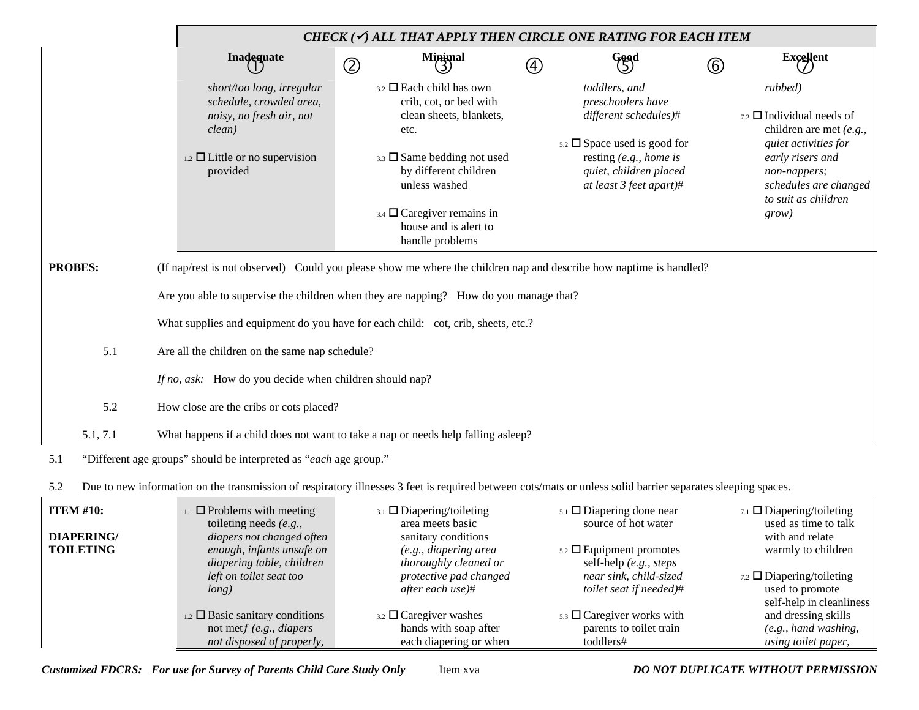| | CHECK (✓) ALL THAT APPLY THEN CIRCLE ONE RATING FOR EACH ITEM | | | | | | |
|---|---|---|---|---|---|---|---|
| | **Inadequate** ① | ② | **Minimal** ③ | ④ | **Good** ⑤ | ⑥ | **Excellent** ⑦ |
| | *short/too long, irregular schedule, crowded area, noisy, no fresh air, not clean)*<br><br>1.2 ☐ Little or no supervision provided | | 3.2 ☐ Each child has own crib, cot, or bed with clean sheets, blankets, etc.<br><br>3.3 ☐ Same bedding not used by different children unless washed<br><br>3.4 ☐ Caregiver remains in house and is alert to handle problems | | *toddlers, and preschoolers have different schedules)#*<br><br>5.2 ☐ Space used is good for resting *(e.g., home is quiet, children placed at least 3 feet apart)#* | | *rubbed)*<br><br>7.2 ☐ Individual needs of children are met *(e.g., quiet activities for early risers and non-nappers; schedules are changed to suit as children grow)* |

**PROBES:** (If nap/rest is not observed) Could you please show me where the children nap and describe how naptime is handled?

Are you able to supervise the children when they are napping? How do you manage that?

What supplies and equipment do you have for each child: cot, crib, sheets, etc.?

5.1 Are all the children on the same nap schedule?

*If no, ask:* How do you decide when children should nap?

5.2 How close are the cribs or cots placed?

5.1, 7.1 What happens if a child does not want to take a nap or needs help falling asleep?

5.1 "Different age groups" should be interpreted as "*each* age group."

5.2 Due to new information on the transmission of respiratory illnesses 3 feet is required between cots/mats or unless solid barrier separates sleeping spaces.

| | Inadequate | | Minimal | | Good | | Excellent |
|---|---|---|---|---|---|---|---|
| **ITEM #10:**<br><br>**DIAPERING/ TOILETING** | 1.1 ☐ Problems with meeting toileting needs *(e.g., diapers not changed often enough, infants unsafe on diapering table, children left on toilet seat too long)*<br><br>1.2 ☐ Basic sanitary conditions not met*f (e.g., diapers not disposed of properly,* | | 3.1 ☐ Diapering/toileting area meets basic sanitary conditions *(e.g., diapering area thoroughly cleaned or protective pad changed after each use)#*<br><br>3.2 ☐ Caregiver washes hands with soap after each diapering or when | | 5.1 ☐ Diapering done near source of hot water<br><br>5.2 ☐ Equipment promotes self-help *(e.g., steps near sink, child-sized toilet seat if needed)#*<br><br>5.3 ☐ Caregiver works with parents to toilet train toddlers# | | 7.1 ☐ Diapering/toileting used as time to talk with and relate warmly to children<br><br>7.2 ☐ Diapering/toileting used to promote self-help in cleanliness and dressing skills *(e.g., hand washing, using toilet paper,* |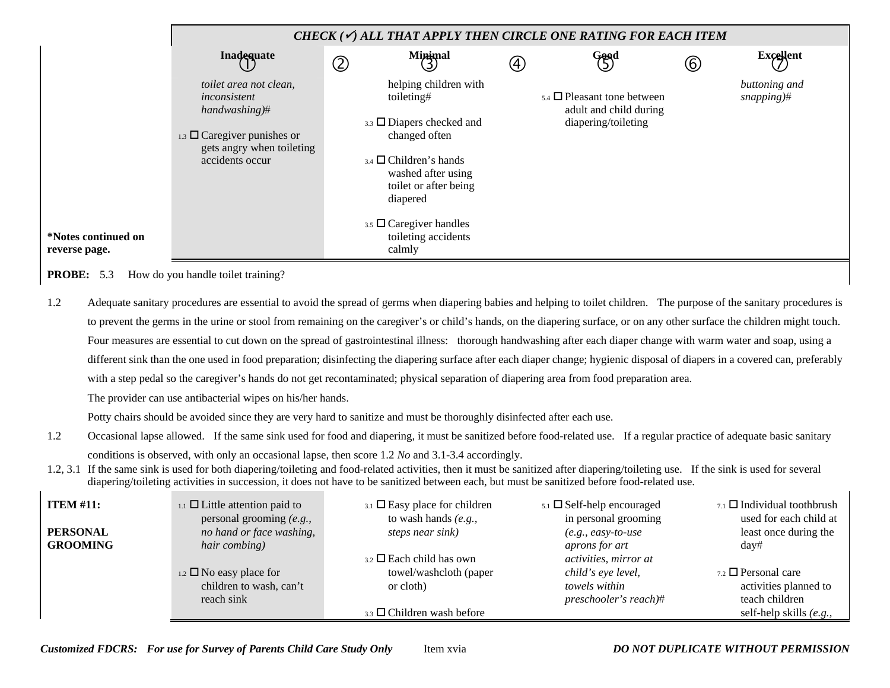| | CHECK (✓) ALL THAT APPLY THEN CIRCLE ONE RATING FOR EACH ITEM | | | | | | |
|---|---|---|---|---|---|---|---|
| | Inadequate ① | ② | Minimal ③ | ④ | Good ⑤ | ⑥ | Excellent ⑦ |
| *Notes continued on reverse page.** | *toilet area not clean, inconsistent handwashing)#*<br><br>1.3 ☐ Caregiver punishes or gets angry when toileting accidents occur | | helping children with toileting#<br><br>3.3 ☐ Diapers checked and changed often<br><br>3.4 ☐ Children's hands washed after using toilet or after being diapered<br><br>3.5 ☐ Caregiver handles toileting accidents calmly | | 5.4 ☐ Pleasant tone between adult and child during diapering/toileting | | *buttoning and snapping)#* |

**PROBE:** 5.3 How do you handle toilet training?

1.2 Adequate sanitary procedures are essential to avoid the spread of germs when diapering babies and helping to toilet children. The purpose of the sanitary procedures is to prevent the germs in the urine or stool from remaining on the caregiver's or child's hands, on the diapering surface, or on any other surface the children might touch. Four measures are essential to cut down on the spread of gastrointestinal illness: thorough handwashing after each diaper change with warm water and soap, using a different sink than the one used in food preparation; disinfecting the diapering surface after each diaper change; hygienic disposal of diapers in a covered can, preferably with a step pedal so the caregiver's hands do not get recontaminated; physical separation of diapering area from food preparation area.

The provider can use antibacterial wipes on his/her hands.

Potty chairs should be avoided since they are very hard to sanitize and must be thoroughly disinfected after each use.

1.2 Occasional lapse allowed. If the same sink used for food and diapering, it must be sanitized before food-related use. If a regular practice of adequate basic sanitary conditions is observed, with only an occasional lapse, then score 1.2 *No* and 3.1-3.4 accordingly.

1.2, 3.1 If the same sink is used for both diapering/toileting and food-related activities, then it must be sanitized after diapering/toileting use. If the sink is used for several diapering/toileting activities in succession, it does not have to be sanitized between each, but must be sanitized before food-related use.

| | Inadequate | | Minimal | | Good | | Excellent |
|---|---|---|---|---|---|---|---|
| **ITEM #11:**<br><br>**PERSONAL GROOMING** | 1.1 ☐ Little attention paid to personal grooming *(e.g., no hand or face washing, hair combing)*<br><br>1.2 ☐ No easy place for children to wash, can't reach sink | | 3.1 ☐ Easy place for children to wash hands *(e.g., steps near sink)*<br><br>3.2 ☐ Each child has own towel/washcloth (paper or cloth)<br><br>3.3 ☐ Children wash before | | 5.1 ☐ Self-help encouraged in personal grooming *(e.g., easy-to-use aprons for art activities, mirror at child's eye level, towels within preschooler's reach)#* | | 7.1 ☐ Individual toothbrush used for each child at least once during the day#<br><br>7.2 ☐ Personal care activities planned to teach children self-help skills *(e.g.,* |

*Customized FDCRS: For use for Survey of Parents Child Care Study Only* Item xvia *DO NOT DUPLICATE WITHOUT PERMISSION*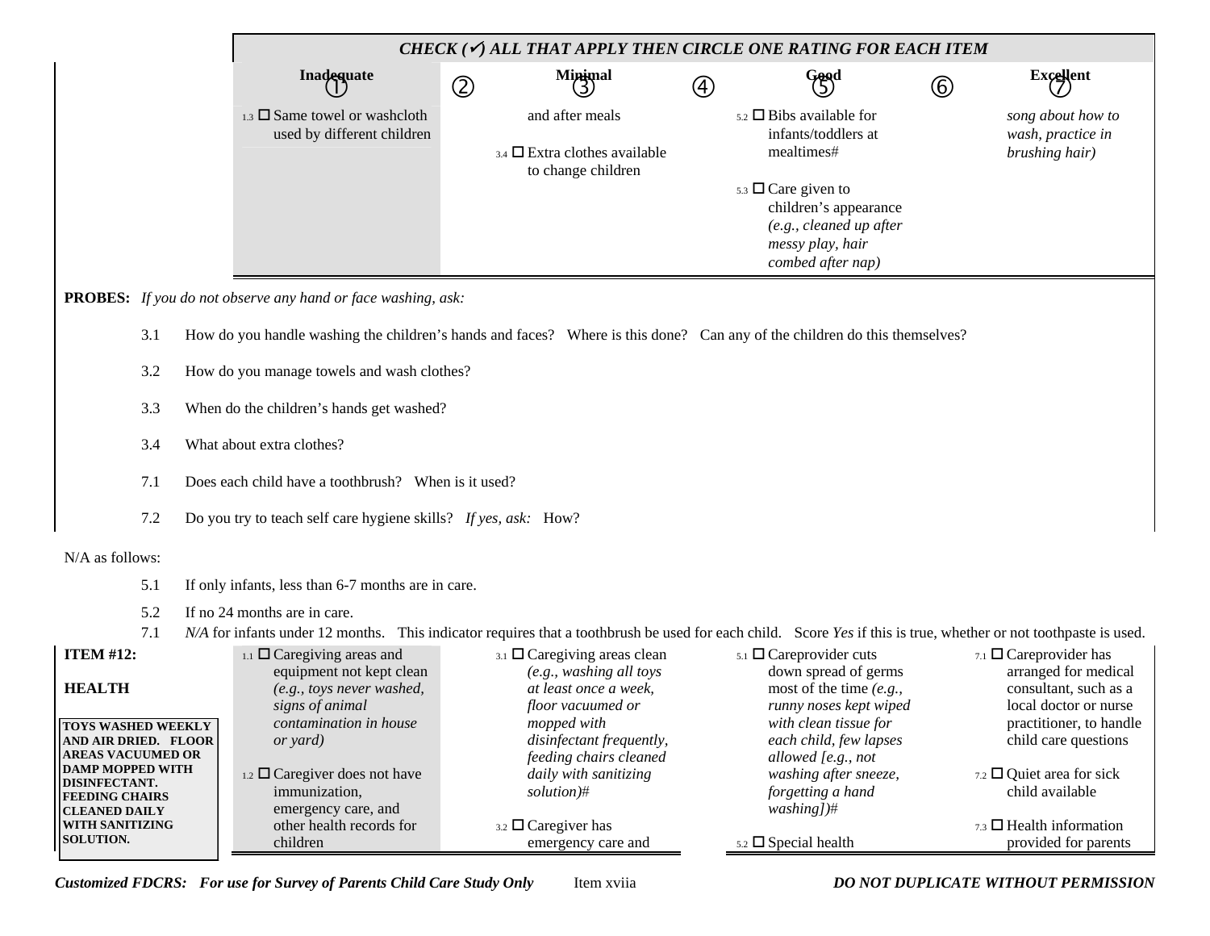| | CHECK (✓) ALL THAT APPLY THEN CIRCLE ONE RATING FOR EACH ITEM | | | | | | |
|---|---|---|---|---|---|---|---|
| | Inadequate ① | ② | Minimal ③ | ④ | Good ⑤ | ⑥ | Excellent ⑦ |
| | 1.3 ☐ Same towel or washcloth used by different children | | and after meals<br><br>3.4 ☐ Extra clothes available to change children | | 5.2 ☐ Bibs available for infants/toddlers at mealtimes#<br><br>5.3 ☐ Care given to children's appearance *(e.g., cleaned up after messy play, hair combed after nap)* | | *song about how to wash, practice in brushing hair)* |

**PROBES:** *If you do not observe any hand or face washing, ask:*

3.1 How do you handle washing the children's hands and faces? Where is this done? Can any of the children do this themselves?

3.2 How do you manage towels and wash clothes?

3.3 When do the children's hands get washed?

3.4 What about extra clothes?

7.1 Does each child have a toothbrush? When is it used?

7.2 Do you try to teach self care hygiene skills? *If yes, ask:* How?

N/A as follows:

5.1 If only infants, less than 6-7 months are in care.

5.2 If no 24 months are in care.

7.1 *N/A* for infants under 12 months. This indicator requires that a toothbrush be used for each child. Score *Yes* if this is true, whether or not toothpaste is used.

| ITEM #12: HEALTH | Inadequate | | Minimal | | Good | | Excellent |
|---|---|---|---|---|---|---|---|
| **TOYS WASHED WEEKLY AND AIR DRIED. FLOOR AREAS VACUUMED OR DAMP MOPPED WITH DISINFECTANT. FEEDING CHAIRS CLEANED DAILY WITH SANITIZING SOLUTION.** | 1.1 ☐ Caregiving areas and equipment not kept clean *(e.g., toys never washed, signs of animal contamination in house or yard)*<br><br>1.2 ☐ Caregiver does not have immunization, emergency care, and other health records for children | | 3.1 ☐ Caregiving areas clean *(e.g., washing all toys at least once a week, floor vacuumed or mopped with disinfectant frequently, feeding chairs cleaned daily with sanitizing solution)#*<br><br>3.2 ☐ Caregiver has emergency care and | | 5.1 ☐ Careprovider cuts down spread of germs most of the time *(e.g., runny noses kept wiped with clean tissue for each child, few lapses allowed [e.g., not washing after sneeze, forgetting a hand washing])#*<br><br>5.2 ☐ Special health | | 7.1 ☐ Careprovider has arranged for medical consultant, such as a local doctor or nurse practitioner, to handle child care questions<br><br>7.2 ☐ Quiet area for sick child available<br><br>7.3 ☐ Health information provided for parents |

*Customized FDCRS: For use for Survey of Parents Child Care Study Only* Item xviia *DO NOT DUPLICATE WITHOUT PERMISSION*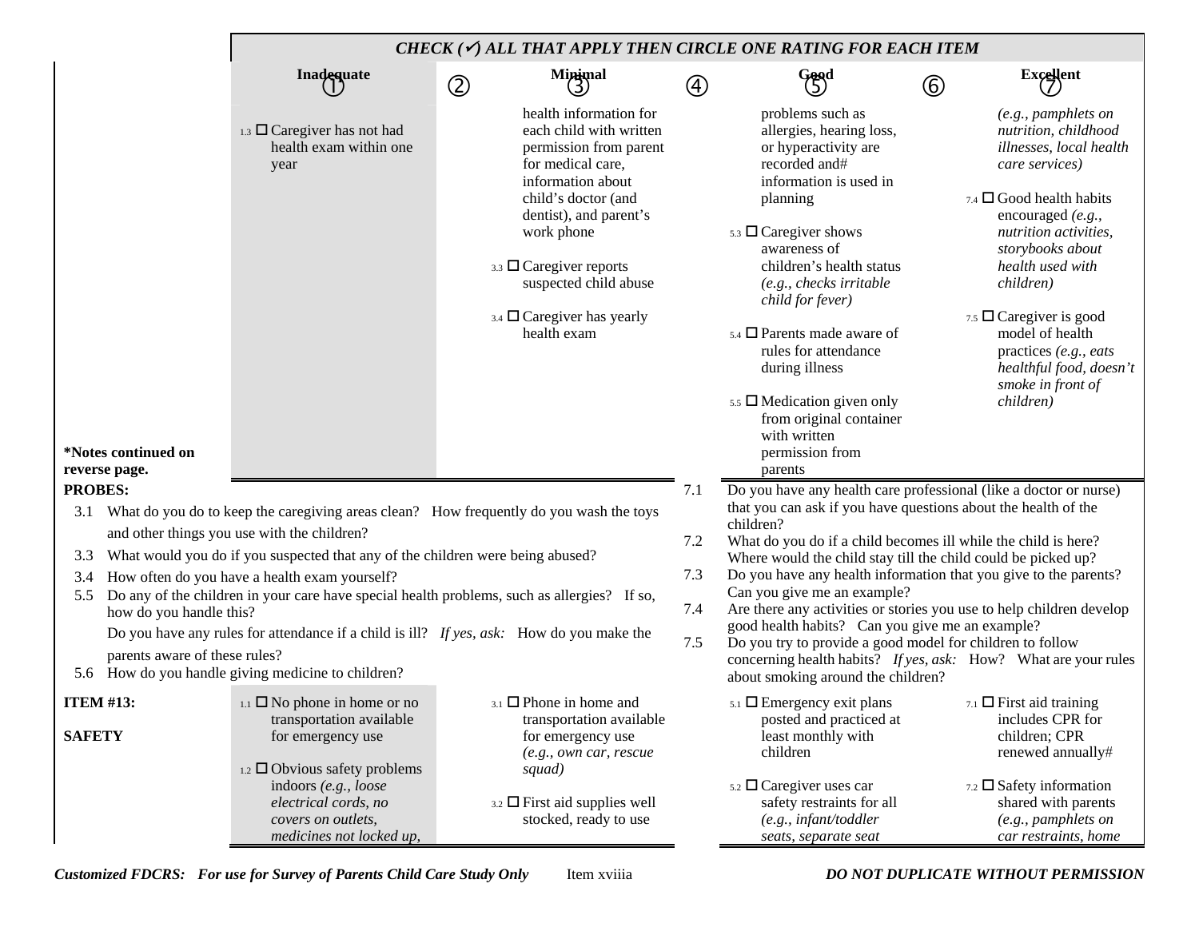| | **CHECK (✓) ALL THAT APPLY THEN CIRCLE ONE RATING FOR EACH ITEM** | | | | | | |
|---|---|---|---|---|---|---|---|
| | **Inadequate** ① | ② | **Minimal** ③ | ④ | **Good** ⑤ | ⑥ | **Excellent** ⑦ |
| *Notes continued on reverse page.* | 1.3 ☐ Caregiver has not had health exam within one year | | health information for each child with written permission from parent for medical care, information about child's doctor (and dentist), and parent's work phone<br><br>3.3 ☐ Caregiver reports suspected child abuse<br><br>3.4 ☐ Caregiver has yearly health exam | | problems such as allergies, hearing loss, or hyperactivity are recorded and# information is used in planning<br><br>5.3 ☐ Caregiver shows awareness of children's health status *(e.g., checks irritable child for fever)*<br><br>5.4 ☐ Parents made aware of rules for attendance during illness<br><br>5.5 ☐ Medication given only from original container with written permission from parents | | *(e.g., pamphlets on nutrition, childhood illnesses, local health care services)*<br><br>7.4 ☐ Good health habits encouraged *(e.g., nutrition activities, storybooks about health used with children)*<br><br>7.5 ☐ Caregiver is good model of health practices *(e.g., eats healthful food, doesn't smoke in front of children)* |

**PROBES:**

3.1 What do you do to keep the caregiving areas clean? How frequently do you wash the toys and other things you use with the children?

3.3 What would you do if you suspected that any of the children were being abused?

3.4 How often do you have a health exam yourself?

5.5 Do any of the children in your care have special health problems, such as allergies? If so, how do you handle this?

Do you have any rules for attendance if a child is ill? *If yes, ask:* How do you make the parents aware of these rules?

5.6 How do you handle giving medicine to children?

7.1 Do you have any health care professional (like a doctor or nurse) that you can ask if you have questions about the health of the children?

7.2 What do you do if a child becomes ill while the child is here? Where would the child stay till the child could be picked up?

7.3 Do you have any health information that you give to the parents? Can you give me an example?

7.4 Are there any activities or stories you use to help children develop good health habits? Can you give me an example?

7.5 Do you try to provide a good model for children to follow concerning health habits? *If yes, ask:* How? What are your rules about smoking around the children?

| | Inadequate ① | ② | Minimal ③ | ④ | Good ⑤ | ⑥ | Excellent ⑦ |
|---|---|---|---|---|---|---|---|
| **ITEM #13:**<br><br>**SAFETY** | 1.1 ☐ No phone in home or no transportation available for emergency use<br><br>1.2 ☐ Obvious safety problems indoors *(e.g., loose electrical cords, no covers on outlets, medicines not locked up,* | | 3.1 ☐ Phone in home and transportation available for emergency use *(e.g., own car, rescue squad)*<br><br>3.2 ☐ First aid supplies well stocked, ready to use | | 5.1 ☐ Emergency exit plans posted and practiced at least monthly with children<br><br>5.2 ☐ Caregiver uses car safety restraints for all *(e.g., infant/toddler seats, separate seat* | | 7.1 ☐ First aid training includes CPR for children; CPR renewed annually#<br><br>7.2 ☐ Safety information shared with parents *(e.g., pamphlets on car restraints, home* |

***Customized FDCRS: For use for Survey of Parents Child Care Study Only*** Item xviiia ***DO NOT DUPLICATE WITHOUT PERMISSION***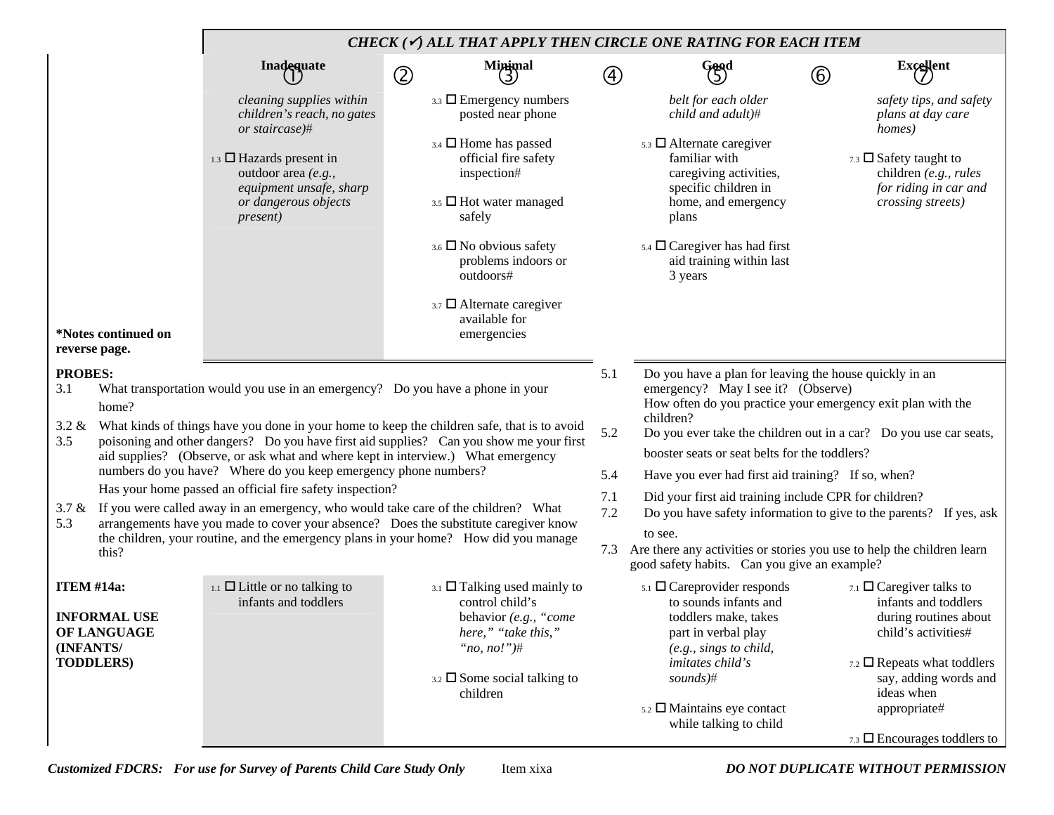**CHECK (✓) ALL THAT APPLY THEN CIRCLE ONE RATING FOR EACH ITEM**

| | Inadequate ① | ② | Minimal ③ | ④ | Good ⑤ | ⑥ | Excellent ⑦ |
|---|---|---|---|---|---|---|---|
| **\*Notes continued on reverse page.** | *cleaning supplies within children's reach, no gates or staircase)#*<br><br>1.3 ☐ Hazards present in outdoor area *(e.g., equipment unsafe, sharp or dangerous objects present)* | | 3.3 ☐ Emergency numbers posted near phone<br><br>3.4 ☐ Home has passed official fire safety inspection#<br><br>3.5 ☐ Hot water managed safely<br><br>3.6 ☐ No obvious safety problems indoors or outdoors#<br><br>3.7 ☐ Alternate caregiver available for emergencies | | *belt for each older child and adult)#*<br><br>5.3 ☐ Alternate caregiver familiar with caregiving activities, specific children in home, and emergency plans<br><br>5.4 ☐ Caregiver has had first aid training within last 3 years | | *safety tips, and safety plans at day care homes)*<br><br>7.3 ☐ Safety taught to children *(e.g., rules for riding in car and crossing streets)* |

**PROBES:**

3.1 What transportation would you use in an emergency? Do you have a phone in your home?

3.2 & 3.5 What kinds of things have you done in your home to keep the children safe, that is to avoid poisoning and other dangers? Do you have first aid supplies? Can you show me your first aid supplies? (Observe, or ask what and where kept in interview.) What emergency numbers do you have? Where do you keep emergency phone numbers?
Has your home passed an official fire safety inspection?

3.7 & 5.3 If you were called away in an emergency, who would take care of the children? What arrangements have you made to cover your absence? Does the substitute caregiver know the children, your routine, and the emergency plans in your home? How did you manage this?

5.1 Do you have a plan for leaving the house quickly in an emergency? May I see it? (Observe)
How often do you practice your emergency exit plan with the children?

5.2 Do you ever take the children out in a car? Do you use car seats, booster seats or seat belts for the toddlers?

5.4 Have you ever had first aid training? If so, when?

7.1 Did your first aid training include CPR for children?

7.2 Do you have safety information to give to the parents? If yes, ask to see.

7.3 Are there any activities or stories you use to help the children learn good safety habits. Can you give an example?

| | Inadequate ① | ② | Minimal ③ | ④ | Good ⑤ | ⑥ | Excellent ⑦ |
|---|---|---|---|---|---|---|---|
| **ITEM #14a:**<br><br>**INFORMAL USE OF LANGUAGE (INFANTS/ TODDLERS)** | 1.1 ☐ Little or no talking to infants and toddlers | | 3.1 ☐ Talking used mainly to control child's behavior *(e.g., "come here," "take this," "no, no!")#*<br><br>3.2 ☐ Some social talking to children | | 5.1 ☐ Careprovider responds to sounds infants and toddlers make, takes part in verbal play *(e.g., sings to child, imitates child's sounds)#*<br><br>5.2 ☐ Maintains eye contact while talking to child | | 7.1 ☐ Caregiver talks to infants and toddlers during routines about child's activities#<br><br>7.2 ☐ Repeats what toddlers say, adding words and ideas when appropriate#<br><br>7.3 ☐ Encourages toddlers to |

***Customized FDCRS: For use for Survey of Parents Child Care Study Only*** Item xixa ***DO NOT DUPLICATE WITHOUT PERMISSION***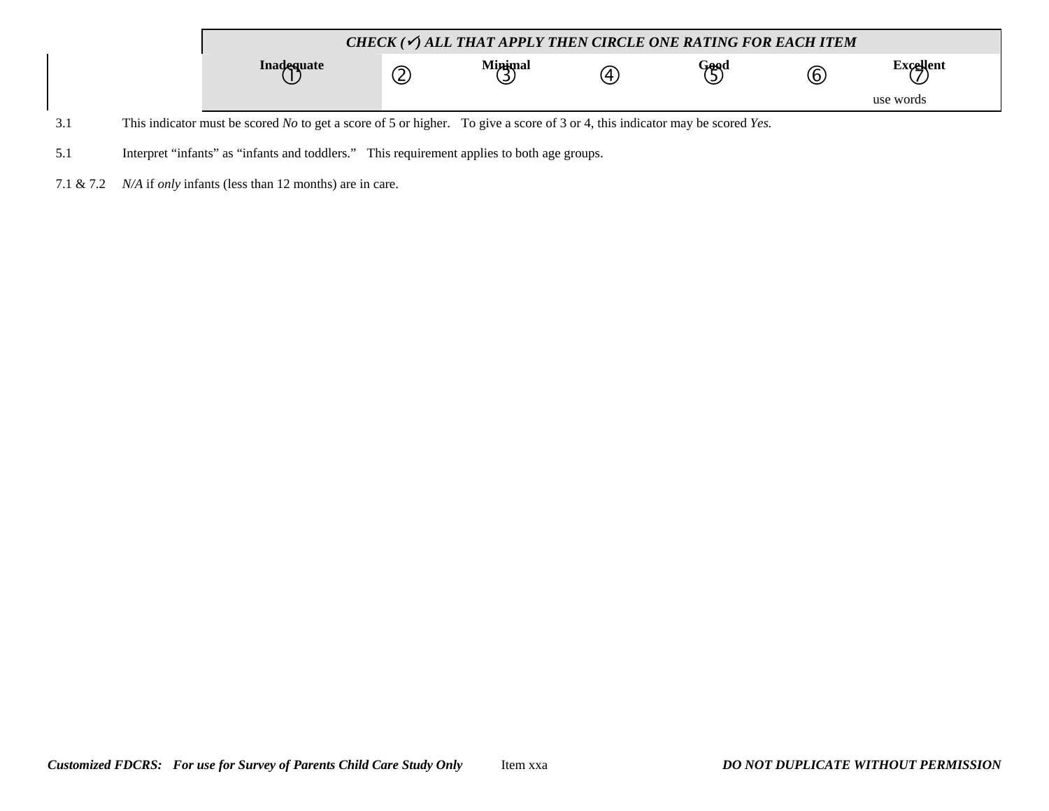| ***CHECK (✓) ALL THAT APPLY THEN CIRCLE ONE RATING FOR EACH ITEM*** | | | | | | |
|---|---|---|---|---|---|---|
| **Inadequate** ① | ② | **Minimal** ③ | ④ | **Good** ⑤ | ⑥ | **Excellent** ⑦ |
| | | | | | | use words |

3.1 This indicator must be scored *No* to get a score of 5 or higher. To give a score of 3 or 4, this indicator may be scored *Yes.*

5.1 Interpret "infants" as "infants and toddlers." This requirement applies to both age groups.

7.1 & 7.2 *N/A* if *only* infants (less than 12 months) are in care.

***Customized FDCRS: For use for Survey of Parents Child Care Study Only*** Item xxa ***DO NOT DUPLICATE WITHOUT PERMISSION***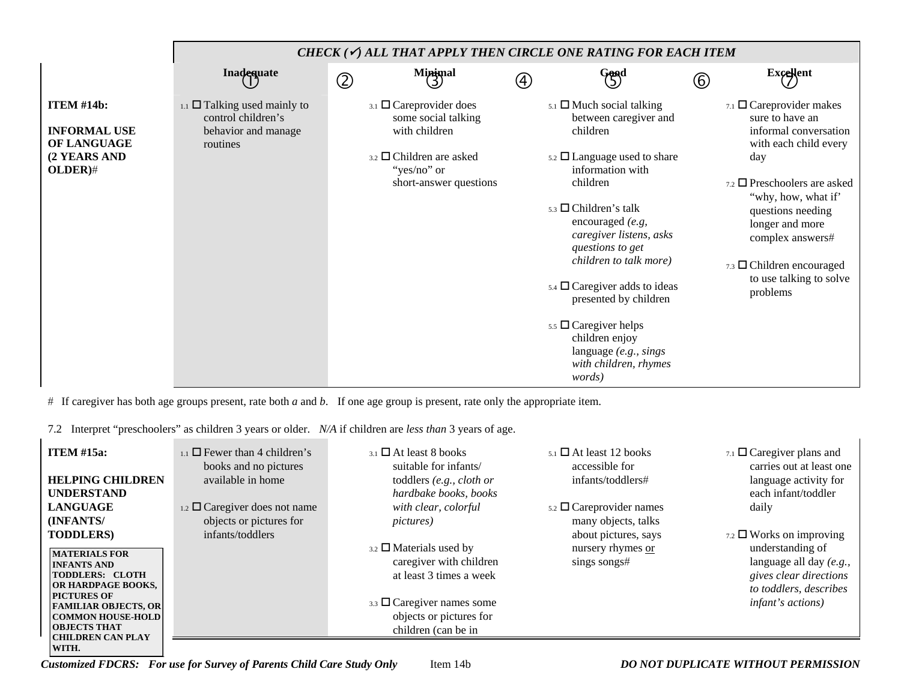| | CHECK (✓) ALL THAT APPLY THEN CIRCLE ONE RATING FOR EACH ITEM | | | | | | |
|---|---|---|---|---|---|---|---|
| | **Inadequate** ① | ② | **Minimal** ③ | ④ | **Good** ⑤ | ⑥ | **Excellent** ⑦ |
| **ITEM #14b:** **INFORMAL USE OF LANGUAGE (2 YEARS AND OLDER)**# | 1.1 ☐ Talking used mainly to control children's behavior and manage routines | | 3.1 ☐ Careprovider does some social talking with children<br>3.2 ☐ Children are asked "yes/no" or short-answer questions | | 5.1 ☐ Much social talking between caregiver and children<br>5.2 ☐ Language used to share information with children<br>5.3 ☐ Children's talk encouraged *(e.g, caregiver listens, asks questions to get children to talk more)*<br>5.4 ☐ Caregiver adds to ideas presented by children<br>5.5 ☐ Caregiver helps children enjoy language *(e.g., sings with children, rhymes words)* | | 7.1 ☐ Careprovider makes sure to have an informal conversation with each child every day<br>7.2 ☐ Preschoolers are asked "why, how, what if' questions needing longer and more complex answers#<br>7.3 ☐ Children encouraged to use talking to solve problems |

\# If caregiver has both age groups present, rate both *a* and *b*. If one age group is present, rate only the appropriate item.

7.2 Interpret "preschoolers" as children 3 years or older. *N/A* if children are *less than* 3 years of age.

| | Inadequate ① | ② | Minimal ③ | ④ | Good ⑤ | ⑥ | Excellent ⑦ |
|---|---|---|---|---|---|---|---|
| **ITEM #15a:** **HELPING CHILDREN UNDERSTAND LANGUAGE (INFANTS/ TODDLERS)**<br>**MATERIALS FOR INFANTS AND TODDLERS: CLOTH OR HARDPAGE BOOKS, PICTURES OF FAMILIAR OBJECTS, OR COMMON HOUSE-HOLD OBJECTS THAT CHILDREN CAN PLAY WITH.** | 1.1 ☐ Fewer than 4 children's books and no pictures available in home<br>1.2 ☐ Caregiver does not name objects or pictures for infants/toddlers | | 3.1 ☐ At least 8 books suitable for infants/ toddlers *(e.g., cloth or hardbake books, books with clear, colorful pictures)*<br>3.2 ☐ Materials used by caregiver with children at least 3 times a week<br>3.3 ☐ Caregiver names some objects or pictures for children (can be in | | 5.1 ☐ At least 12 books accessible for infants/toddlers#<br>5.2 ☐ Careprovider names many objects, talks about pictures, says nursery rhymes <u>or</u> sings songs# | | 7.1 ☐ Caregiver plans and carries out at least one language activity for each infant/toddler daily<br>7.2 ☐ Works on improving understanding of language all day *(e.g., gives clear directions to toddlers, describes infant's actions)* |

***Customized FDCRS: For use for Survey of Parents Child Care Study Only*** Item 14b ***DO NOT DUPLICATE WITHOUT PERMISSION***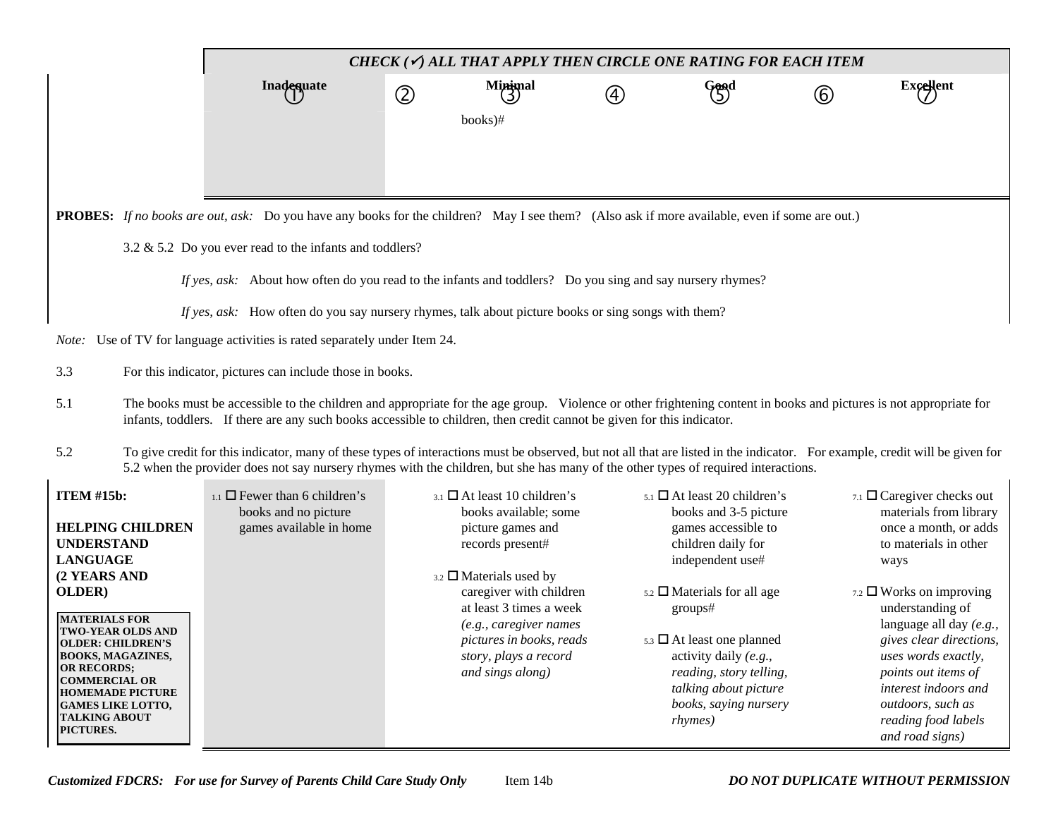| | CHECK (✓) ALL THAT APPLY THEN CIRCLE ONE RATING FOR EACH ITEM | | | | | | |
|---|---|---|---|---|---|---|---|
| | Inadequate ① | ② | Minimal ③ | ④ | Good ⑤ | ⑥ | Excellent ⑦ |
| | | | books)# | | | | |

**PROBES:** *If no books are out, ask:* Do you have any books for the children? May I see them? (Also ask if more available, even if some are out.)

3.2 & 5.2 Do you ever read to the infants and toddlers?

*If yes, ask:* About how often do you read to the infants and toddlers? Do you sing and say nursery rhymes?

*If yes, ask:* How often do you say nursery rhymes, talk about picture books or sing songs with them?

*Note:* Use of TV for language activities is rated separately under Item 24.

3.3 For this indicator, pictures can include those in books.

5.1 The books must be accessible to the children and appropriate for the age group. Violence or other frightening content in books and pictures is not appropriate for infants, toddlers. If there are any such books accessible to children, then credit cannot be given for this indicator.

5.2 To give credit for this indicator, many of these types of interactions must be observed, but not all that are listed in the indicator. For example, credit will be given for 5.2 when the provider does not say nursery rhymes with the children, but she has many of the other types of required interactions.

| ITEM #15b: HELPING CHILDREN UNDERSTAND LANGUAGE (2 YEARS AND OLDER) | Inadequate ① | ② | Minimal ③ | ④ | Good ⑤ | ⑥ | Excellent ⑦ |
|---|---|---|---|---|---|---|---|
| **MATERIALS FOR TWO-YEAR OLDS AND OLDER: CHILDREN'S BOOKS, MAGAZINES, OR RECORDS; COMMERCIAL OR HOMEMADE PICTURE GAMES LIKE LOTTO, TALKING ABOUT PICTURES.** | 1.1 ☐ Fewer than 6 children's books and no picture games available in home | | 3.1 ☐ At least 10 children's books available; some picture games and records present#<br><br>3.2 ☐ Materials used by caregiver with children at least 3 times a week *(e.g., caregiver names pictures in books, reads story, plays a record and sings along)* | | 5.1 ☐ At least 20 children's books and 3-5 picture games accessible to children daily for independent use#<br><br>5.2 ☐ Materials for all age groups#<br><br>5.3 ☐ At least one planned activity daily *(e.g., reading, story telling, talking about picture books, saying nursery rhymes)* | | 7.1 ☐ Caregiver checks out materials from library once a month, or adds to materials in other ways<br><br>7.2 ☐ Works on improving understanding of language all day *(e.g., gives clear directions, uses words exactly, points out items of interest indoors and outdoors, such as reading food labels and road signs)* |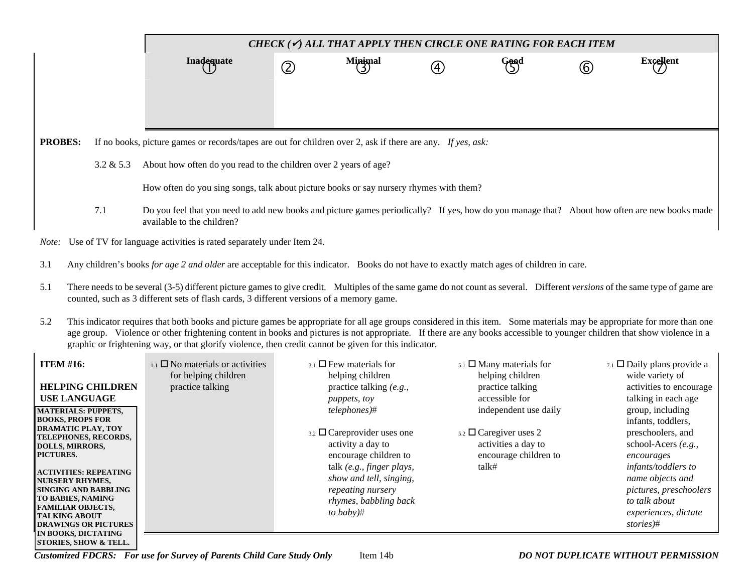| | CHECK (✓) ALL THAT APPLY THEN CIRCLE ONE RATING FOR EACH ITEM | | | | | | |
|---|---|---|---|---|---|---|---|
| | Inadequate ① | ② | Minimal ③ | ④ | Good ⑤ | ⑥ | Excellent ⑦ |

**PROBES:** If no books, picture games or records/tapes are out for children over 2, ask if there are any. *If yes, ask:*

3.2 & 5.3 About how often do you read to the children over 2 years of age?

How often do you sing songs, talk about picture books or say nursery rhymes with them?

7.1 Do you feel that you need to add new books and picture games periodically? If yes, how do you manage that? About how often are new books made available to the children?

*Note:* Use of TV for language activities is rated separately under Item 24.

3.1 Any children's books *for age 2 and older* are acceptable for this indicator. Books do not have to exactly match ages of children in care.

5.1 There needs to be several (3-5) different picture games to give credit. Multiples of the same game do not count as several. Different *versions* of the same type of game are counted, such as 3 different sets of flash cards, 3 different versions of a memory game.

5.2 This indicator requires that both books and picture games be appropriate for all age groups considered in this item. Some materials may be appropriate for more than one age group. Violence or other frightening content in books and pictures is not appropriate. If there are any books accessible to younger children that show violence in a graphic or frightening way, or that glorify violence, then credit cannot be given for this indicator.

| ITEM #16: HELPING CHILDREN USE LANGUAGE | Inadequate (1) | Minimal (3) | Good (5) | Excellent (7) |
|---|---|---|---|---|
| **MATERIALS: PUPPETS, BOOKS, PROPS FOR DRAMATIC PLAY, TOY TELEPHONES, RECORDS, DOLLS, MIRRORS, PICTURES.** **ACTIVITIES: REPEATING NURSERY RHYMES, SINGING AND BABBLING TO BABIES, NAMING FAMILIAR OBJECTS, TALKING ABOUT DRAWINGS OR PICTURES IN BOOKS, DICTATING STORIES, SHOW & TELL.** | 1.1 ☐ No materials or activities for helping children practice talking | 3.1 ☐ Few materials for helping children practice talking *(e.g., puppets, toy telephones)*# <br><br> 3.2 ☐ Careprovider uses one activity a day to encourage children to talk *(e.g., finger plays, show and tell, singing, repeating nursery rhymes, babbling back to baby)*# | 5.1 ☐ Many materials for helping children practice talking accessible for independent use daily <br><br> 5.2 ☐ Caregiver uses 2 activities a day to encourage children to talk# | 7.1 ☐ Daily plans provide a wide variety of activities to encourage talking in each age group, including infants, toddlers, preschoolers, and school-Acers *(e.g., encourages infants/toddlers to name objects and pictures, preschoolers to talk about experiences, dictate stories)*# |

***Customized FDCRS: For use for Survey of Parents Child Care Study Only*** Item 14b ***DO NOT DUPLICATE WITHOUT PERMISSION***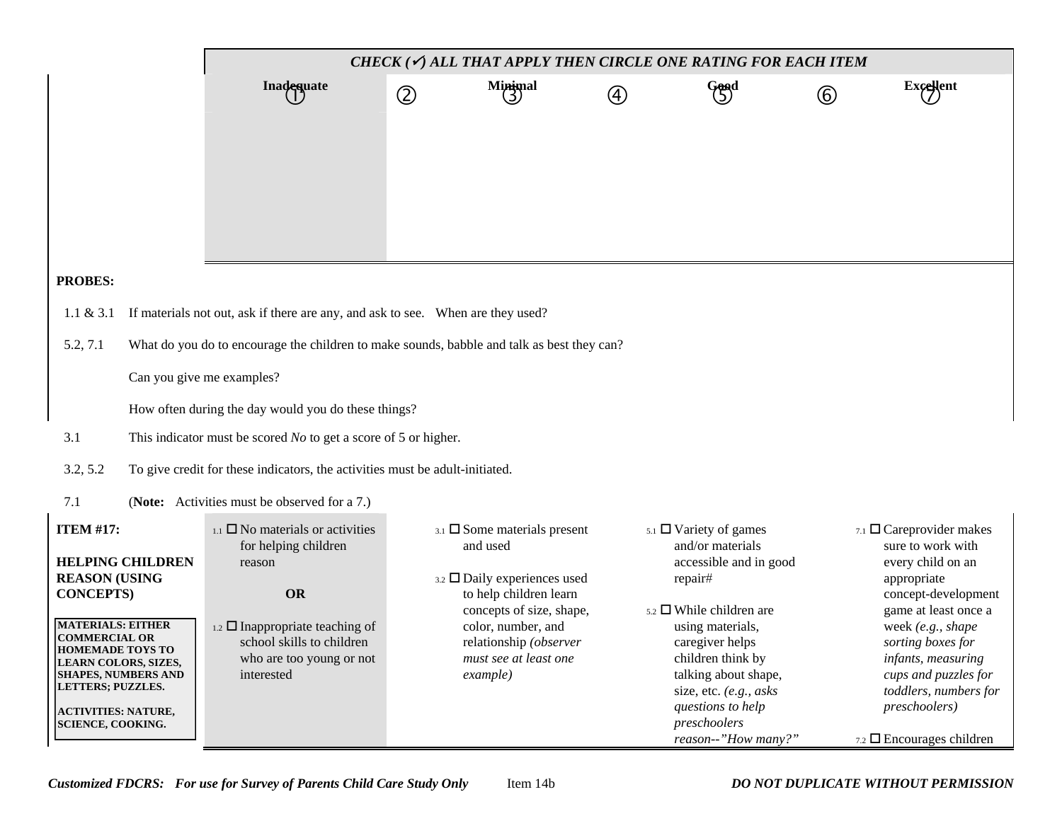| | CHECK (✓) ALL THAT APPLY THEN CIRCLE ONE RATING FOR EACH ITEM | | | | | | |
|---|---|---|---|---|---|---|---|
| | Inadequate ① | ② | Minimal ③ | ④ | Good ⑤ | ⑥ | Excellent ⑦ |

**PROBES:**

1.1 & 3.1 If materials not out, ask if there are any, and ask to see. When are they used?

5.2, 7.1 What do you do to encourage the children to make sounds, babble and talk as best they can?

Can you give me examples?

How often during the day would you do these things?

3.1 This indicator must be scored *No* to get a score of 5 or higher.

3.2, 5.2 To give credit for these indicators, the activities must be adult-initiated.

7.1 (**Note:** Activities must be observed for a 7.)

| **ITEM #17: HELPING CHILDREN REASON (USING CONCEPTS)**<br><br>**MATERIALS: EITHER COMMERCIAL OR HOMEMADE TOYS TO LEARN COLORS, SIZES, SHAPES, NUMBERS AND LETTERS; PUZZLES.**<br><br>**ACTIVITIES: NATURE, SCIENCE, COOKING.** | 1.1 ☐ No materials or activities for helping children reason<br><br>**OR**<br><br>1.2 ☐ Inappropriate teaching of school skills to children who are too young or not interested | 3.1 ☐ Some materials present and used<br><br>3.2 ☐ Daily experiences used to help children learn concepts of size, shape, color, number, and relationship *(observer must see at least one example)* | 5.1 ☐ Variety of games and/or materials accessible and in good repair#<br><br>5.2 ☐ While children are using materials, caregiver helps children think by talking about shape, size, etc. *(e.g., asks questions to help preschoolers reason--"How many?"* | 7.1 ☐ Careprovider makes sure to work with every child on an appropriate concept-development game at least once a week *(e.g., shape sorting boxes for infants, measuring cups and puzzles for toddlers, numbers for preschoolers)*<br><br>7.2 ☐ Encourages children |
|---|---|---|---|---|

*Customized FDCRS: For use for Survey of Parents Child Care Study Only* Item 14b *DO NOT DUPLICATE WITHOUT PERMISSION*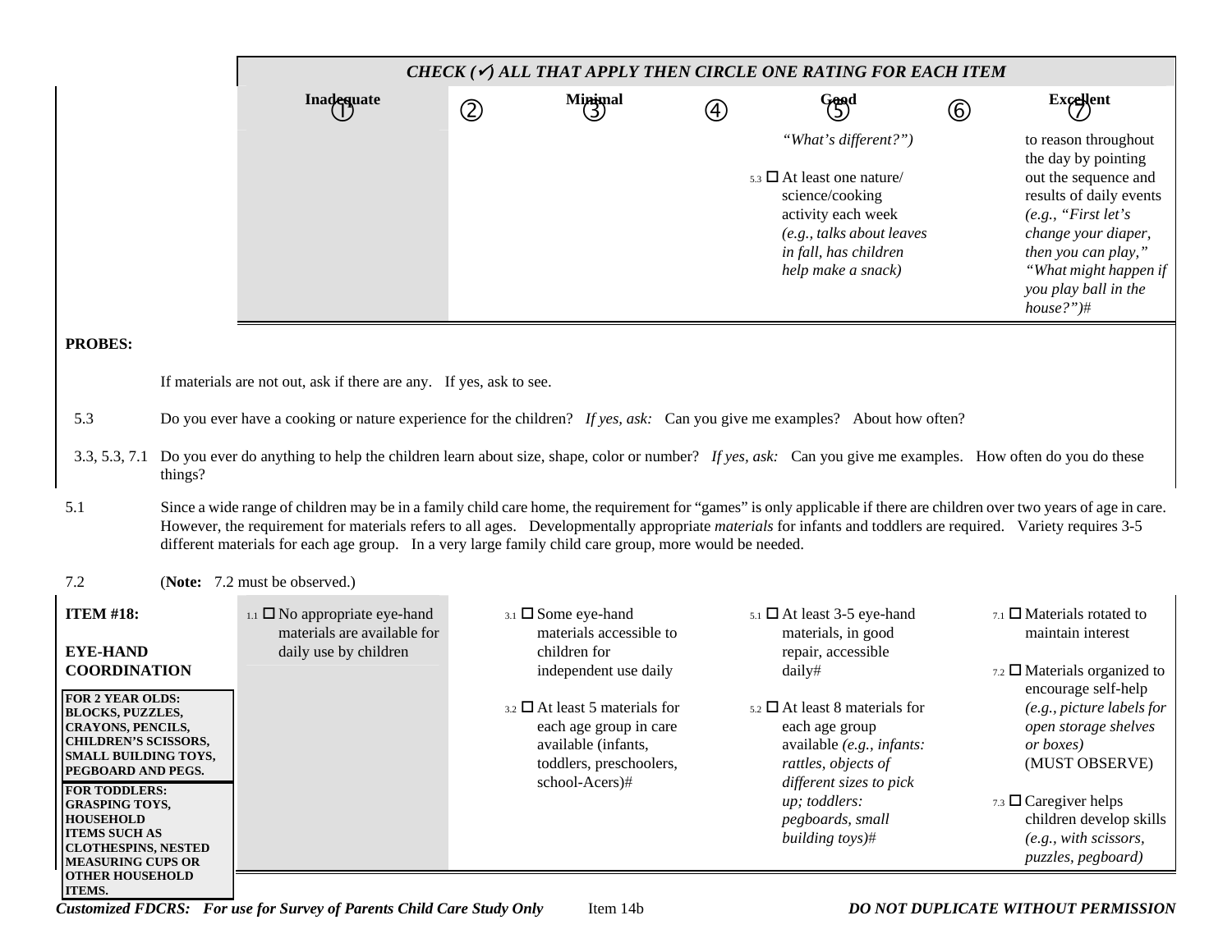**CHECK (✓) ALL THAT APPLY THEN CIRCLE ONE RATING FOR EACH ITEM**

| | Inadequate ① | ② | Minimal ③ | ④ | Good ⑤ | ⑥ | Excellent ⑦ |
|---|---|---|---|---|---|---|---|
| | | | | | *"What's different?")*<br><br>5.3 ☐ At least one nature/ science/cooking activity each week *(e.g., talks about leaves in fall, has children help make a snack)* | | to reason throughout the day by pointing out the sequence and results of daily events *(e.g., "First let's change your diaper, then you can play," "What might happen if you play ball in the house?")*# |

**PROBES:**

If materials are not out, ask if there are any. If yes, ask to see.

5.3 — Do you ever have a cooking or nature experience for the children? *If yes, ask:* Can you give me examples? About how often?

3.3, 5.3, 7.1 — Do you ever do anything to help the children learn about size, shape, color or number? *If yes, ask:* Can you give me examples. How often do you do these things?

5.1 — Since a wide range of children may be in a family child care home, the requirement for "games" is only applicable if there are children over two years of age in care. However, the requirement for materials refers to all ages. Developmentally appropriate *materials* for infants and toddlers are required. Variety requires 3-5 different materials for each age group. In a very large family child care group, more would be needed.

7.2 — (**Note:** 7.2 must be observed.)

| | Inadequate ① | ② | Minimal ③ | ④ | Good ⑤ | ⑥ | Excellent ⑦ |
|---|---|---|---|---|---|---|---|
| **ITEM #18:**<br><br>**EYE-HAND COORDINATION**<br><br>**FOR 2 YEAR OLDS: BLOCKS, PUZZLES, CRAYONS, PENCILS, CHILDREN'S SCISSORS, SMALL BUILDING TOYS, PEGBOARD AND PEGS.**<br><br>**FOR TODDLERS: GRASPING TOYS, HOUSEHOLD ITEMS SUCH AS CLOTHESPINS, NESTED MEASURING CUPS OR OTHER HOUSEHOLD ITEMS.** | 1.1 ☐ No appropriate eye-hand materials are available for daily use by children | | 3.1 ☐ Some eye-hand materials accessible to children for independent use daily<br><br>3.2 ☐ At least 5 materials for each age group in care available (infants, toddlers, preschoolers, school-Acers)# | | 5.1 ☐ At least 3-5 eye-hand materials, in good repair, accessible daily#<br><br>5.2 ☐ At least 8 materials for each age group available *(e.g., infants: rattles, objects of different sizes to pick up; toddlers: pegboards, small building toys)*# | | 7.1 ☐ Materials rotated to maintain interest<br><br>7.2 ☐ Materials organized to encourage self-help *(e.g., picture labels for open storage shelves or boxes)* (MUST OBSERVE)<br><br>7.3 ☐ Caregiver helps children develop skills *(e.g., with scissors, puzzles, pegboard)* |

***Customized FDCRS: For use for Survey of Parents Child Care Study Only*** Item 14b ***DO NOT DUPLICATE WITHOUT PERMISSION***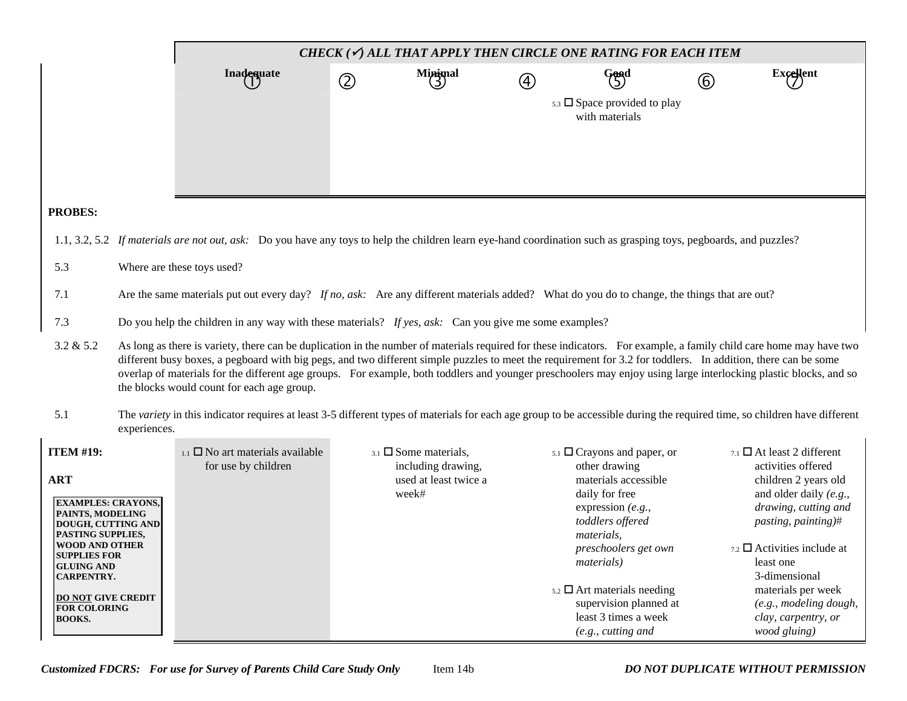| | CHECK (✓) ALL THAT APPLY THEN CIRCLE ONE RATING FOR EACH ITEM | | | | | | |
|---|---|---|---|---|---|---|---|
| | Inadequate ① | ② | Minimal ③ | ④ | Good ⑤ | ⑥ | Excellent ⑦ |
| | | | | | 5.3 ☐ Space provided to play with materials | | |

**PROBES:**

1.1, 3.2, 5.2 *If materials are not out, ask:* Do you have any toys to help the children learn eye-hand coordination such as grasping toys, pegboards, and puzzles?

5.3 Where are these toys used?

7.1 Are the same materials put out every day? *If no, ask:* Are any different materials added? What do you do to change, the things that are out?

7.3 Do you help the children in any way with these materials? *If yes, ask:* Can you give me some examples?

3.2 & 5.2 As long as there is variety, there can be duplication in the number of materials required for these indicators. For example, a family child care home may have two different busy boxes, a pegboard with big pegs, and two different simple puzzles to meet the requirement for 3.2 for toddlers. In addition, there can be some overlap of materials for the different age groups. For example, both toddlers and younger preschoolers may enjoy using large interlocking plastic blocks, and so the blocks would count for each age group.

5.1 The *variety* in this indicator requires at least 3-5 different types of materials for each age group to be accessible during the required time, so children have different experiences.

| ITEM #19: ART | Inadequate ① | ② | Minimal ③ | ④ | Good ⑤ | ⑥ | Excellent ⑦ |
|---|---|---|---|---|---|---|---|
| **EXAMPLES: CRAYONS, PAINTS, MODELING DOUGH, CUTTING AND PASTING SUPPLIES, WOOD AND OTHER SUPPLIES FOR GLUING AND CARPENTRY.** **DO NOT GIVE CREDIT FOR COLORING BOOKS.** | 1.1 ☐ No art materials available for use by children | | 3.1 ☐ Some materials, including drawing, used at least twice a week# | | 5.1 ☐ Crayons and paper, or other drawing materials accessible daily for free expression *(e.g., toddlers offered materials, preschoolers get own materials)* 5.2 ☐ Art materials needing supervision planned at least 3 times a week *(e.g., cutting and* | | 7.1 ☐ At least 2 different activities offered children 2 years old and older daily *(e.g., drawing, cutting and pasting, painting)*# 7.2 ☐ Activities include at least one 3-dimensional materials per week *(e.g., modeling dough, clay, carpentry, or wood gluing)* |

*Customized FDCRS: For use for Survey of Parents Child Care Study Only* Item 14b *DO NOT DUPLICATE WITHOUT PERMISSION*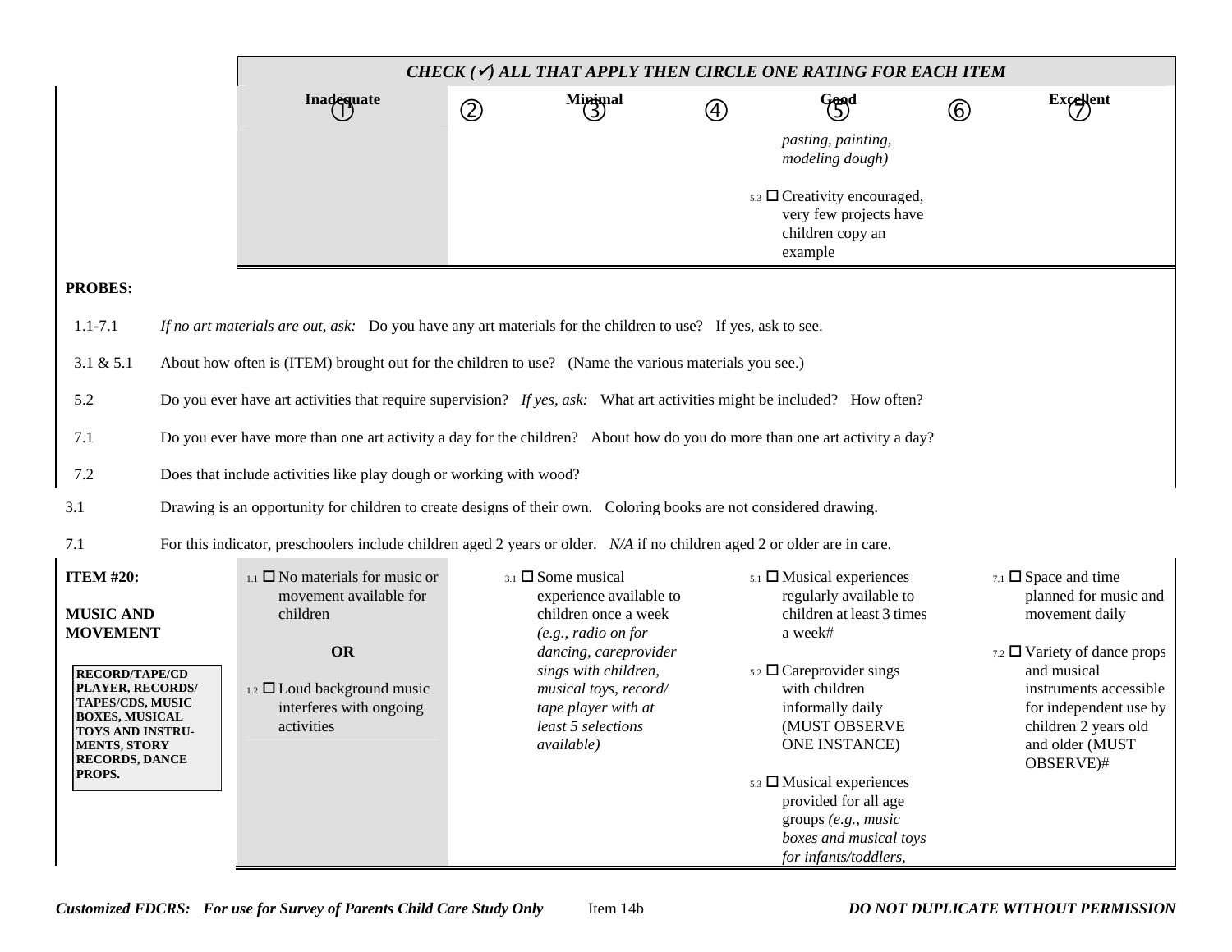| | CHECK (✓) ALL THAT APPLY THEN CIRCLE ONE RATING FOR EACH ITEM | | | | | | |
|---|---|---|---|---|---|---|---|
| | Inadequate ① | ② | Minimal ③ | ④ | Good ⑤ | ⑥ | Excellent ⑦ |
| | | | | | *pasting, painting, modeling dough)* <br><br> 5.3 ☐ Creativity encouraged, very few projects have children copy an example | | |

**PROBES:**

1.1-7.1 *If no art materials are out, ask:* Do you have any art materials for the children to use? If yes, ask to see.

3.1 & 5.1 About how often is (ITEM) brought out for the children to use? (Name the various materials you see.)

5.2 Do you ever have art activities that require supervision? *If yes, ask:* What art activities might be included? How often?

7.1 Do you ever have more than one art activity a day for the children? About how do you do more than one art activity a day?

7.2 Does that include activities like play dough or working with wood?

3.1 Drawing is an opportunity for children to create designs of their own. Coloring books are not considered drawing.

7.1 For this indicator, preschoolers include children aged 2 years or older. *N/A* if no children aged 2 or older are in care.

| **ITEM #20: MUSIC AND MOVEMENT** <br><br> **RECORD/TAPE/CD PLAYER, RECORDS/ TAPES/CDS, MUSIC BOXES, MUSICAL TOYS AND INSTRU-MENTS, STORY RECORDS, DANCE PROPS.** | Inadequate | Minimal | Good | Excellent |
|---|---|---|---|---|
| | 1.1 ☐ No materials for music or movement available for children <br><br> **OR** <br><br> 1.2 ☐ Loud background music interferes with ongoing activities | 3.1 ☐ Some musical experience available to children once a week *(e.g., radio on for dancing, careprovider sings with children, musical toys, record/ tape player with at least 5 selections available)* | 5.1 ☐ Musical experiences regularly available to children at least 3 times a week# <br><br> 5.2 ☐ Careprovider sings with children informally daily (MUST OBSERVE ONE INSTANCE) <br><br> 5.3 ☐ Musical experiences provided for all age groups *(e.g., music boxes and musical toys for infants/toddlers,* | 7.1 ☐ Space and time planned for music and movement daily <br><br> 7.2 ☐ Variety of dance props and musical instruments accessible for independent use by children 2 years old and older (MUST OBSERVE)# |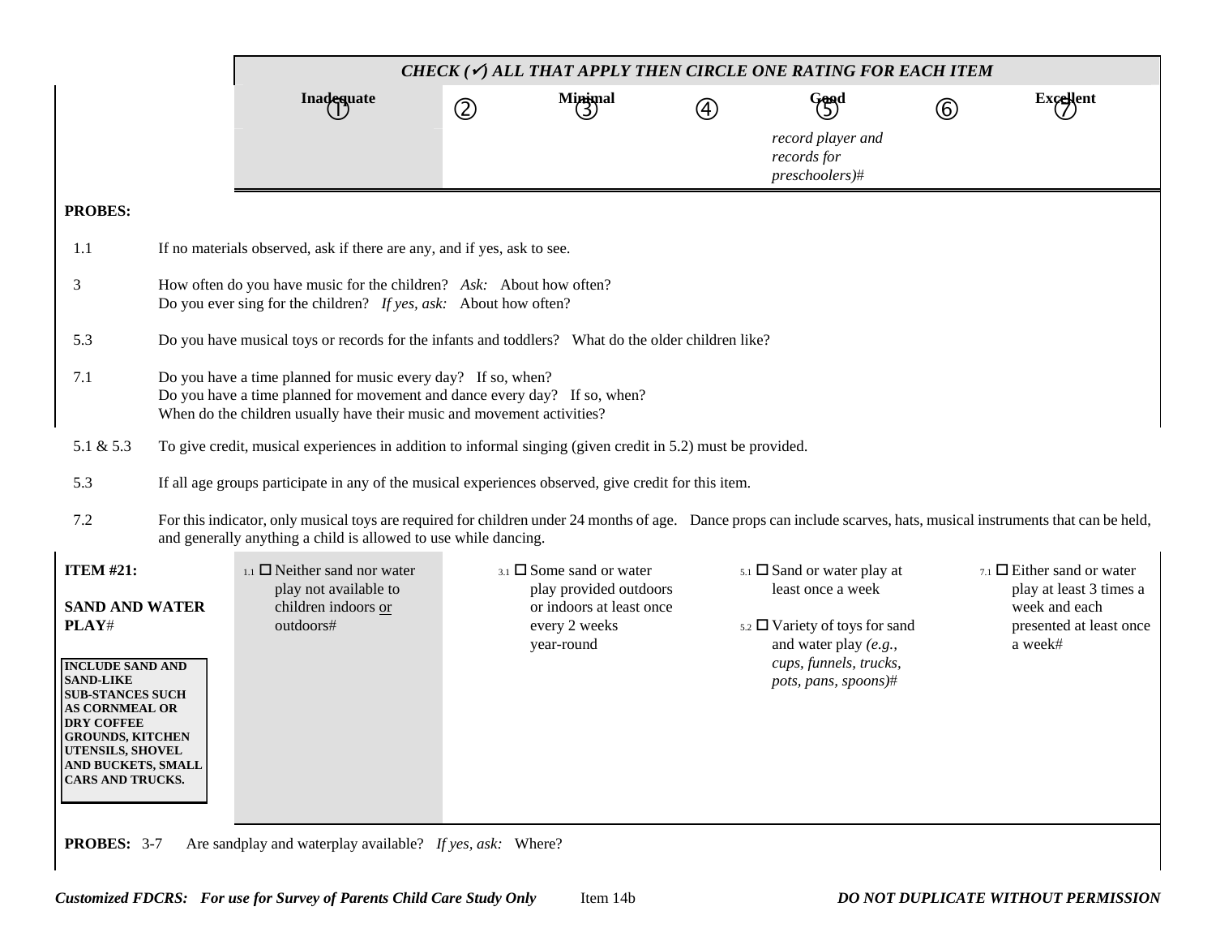| | CHECK (✓) ALL THAT APPLY THEN CIRCLE ONE RATING FOR EACH ITEM | | | | | | |
|---|---|---|---|---|---|---|---|
| | Inadequate ① | ② | Minimal ③ | ④ | Good ⑤ | ⑥ | Excellent ⑦ |
| | | | | | *record player and records for preschoolers)#* | | |

**PROBES:**

1.1 If no materials observed, ask if there are any, and if yes, ask to see.

3 How often do you have music for the children? *Ask:* About how often? Do you ever sing for the children? *If yes, ask:* About how often?

5.3 Do you have musical toys or records for the infants and toddlers? What do the older children like?

7.1 Do you have a time planned for music every day? If so, when? Do you have a time planned for movement and dance every day? If so, when? When do the children usually have their music and movement activities?

5.1 & 5.3 To give credit, musical experiences in addition to informal singing (given credit in 5.2) must be provided.

5.3 If all age groups participate in any of the musical experiences observed, give credit for this item.

7.2 For this indicator, only musical toys are required for children under 24 months of age. Dance props can include scarves, hats, musical instruments that can be held, and generally anything a child is allowed to use while dancing.

| ITEM #21: SAND AND WATER PLAY# | Inadequate | Minimal | Good | Excellent |
|---|---|---|---|---|
| **INCLUDE SAND AND SAND-LIKE SUB-STANCES SUCH AS CORNMEAL OR DRY COFFEE GROUNDS, KITCHEN UTENSILS, SHOVEL AND BUCKETS, SMALL CARS AND TRUCKS.** | 1.1 ☐ Neither sand nor water play not available to children indoors or outdoors# | 3.1 ☐ Some sand or water play provided outdoors or indoors at least once every 2 weeks year-round | 5.1 ☐ Sand or water play at least once a week<br>5.2 ☐ Variety of toys for sand and water play *(e.g., cups, funnels, trucks, pots, pans, spoons)#* | 7.1 ☐ Either sand or water play at least 3 times a week and each presented at least once a week# |

**PROBES:** 3-7 Are sandplay and waterplay available? *If yes, ask:* Where?

***Customized FDCRS: For use for Survey of Parents Child Care Study Only*** Item 14b ***DO NOT DUPLICATE WITHOUT PERMISSION***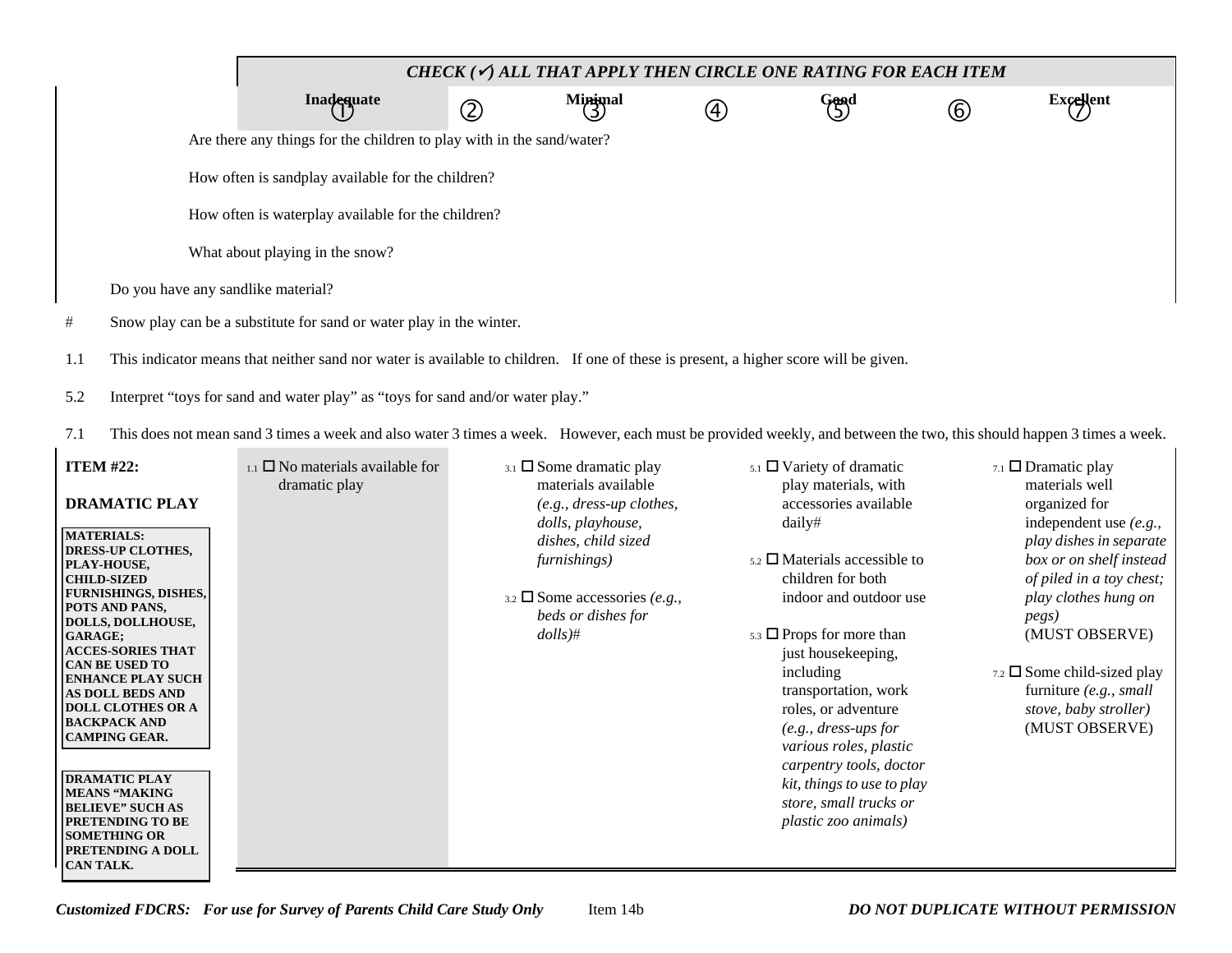*CHECK (✓) ALL THAT APPLY THEN CIRCLE ONE RATING FOR EACH ITEM*

| Inadequate ① | ② | Minimal ③ | ④ | Good ⑤ | ⑥ | Excellent ⑦ |
|---|---|---|---|---|---|---|

Are there any things for the children to play with in the sand/water?

How often is sandplay available for the children?

How often is waterplay available for the children?

What about playing in the snow?

Do you have any sandlike material?

\# Snow play can be a substitute for sand or water play in the winter.

1.1 This indicator means that neither sand nor water is available to children. If one of these is present, a higher score will be given.

5.2 Interpret "toys for sand and water play" as "toys for sand and/or water play."

7.1 This does not mean sand 3 times a week and also water 3 times a week. However, each must be provided weekly, and between the two, this should happen 3 times a week.

| ITEM #22: DRAMATIC PLAY | Inadequate ① | Minimal ③ | Good ⑤ | Excellent ⑦ |
|---|---|---|---|---|
| **MATERIALS: DRESS-UP CLOTHES, PLAY-HOUSE, CHILD-SIZED FURNISHINGS, DISHES, POTS AND PANS, DOLLS, DOLLHOUSE, GARAGE; ACCES-SORIES THAT CAN BE USED TO ENHANCE PLAY SUCH AS DOLL BEDS AND DOLL CLOTHES OR A BACKPACK AND CAMPING GEAR.**<br><br>**DRAMATIC PLAY MEANS "MAKING BELIEVE" SUCH AS PRETENDING TO BE SOMETHING OR PRETENDING A DOLL CAN TALK.** | 1.1 ☐ No materials available for dramatic play | 3.1 ☐ Some dramatic play materials available *(e.g., dress-up clothes, dolls, playhouse, dishes, child sized furnishings)*<br><br>3.2 ☐ Some accessories *(e.g., beds or dishes for dolls)*# | 5.1 ☐ Variety of dramatic play materials, with accessories available daily#<br><br>5.2 ☐ Materials accessible to children for both indoor and outdoor use<br><br>5.3 ☐ Props for more than just housekeeping, including transportation, work roles, or adventure *(e.g., dress-ups for various roles, plastic carpentry tools, doctor kit, things to use to play store, small trucks or plastic zoo animals)* | 7.1 ☐ Dramatic play materials well organized for independent use *(e.g., play dishes in separate box or on shelf instead of piled in a toy chest; play clothes hung on pegs)* (MUST OBSERVE)<br><br>7.2 ☐ Some child-sized play furniture *(e.g., small stove, baby stroller)* (MUST OBSERVE) |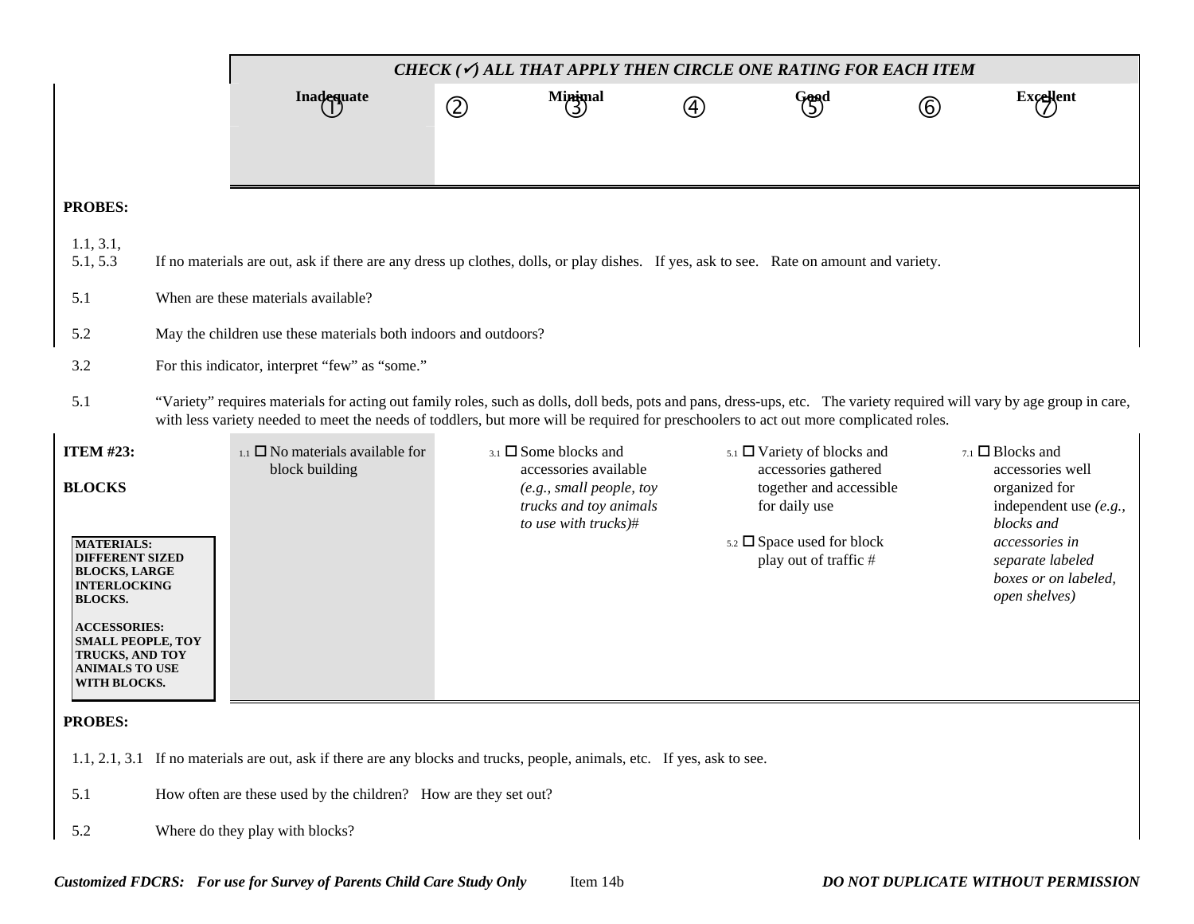| | CHECK (✓) ALL THAT APPLY THEN CIRCLE ONE RATING FOR EACH ITEM | | | | | | |
|---|---|---|---|---|---|---|---|
| | Inadequate ① | ② | Minimal ③ | ④ | Good ⑤ | ⑥ | Excellent ⑦ |

**PROBES:**

| | |
|---|---|
| 1.1, 3.1, 5.1, 5.3 | If no materials are out, ask if there are any dress up clothes, dolls, or play dishes. If yes, ask to see. Rate on amount and variety. |
| 5.1 | When are these materials available? |
| 5.2 | May the children use these materials both indoors and outdoors? |
| 3.2 | For this indicator, interpret "few" as "some." |
| 5.1 | "Variety" requires materials for acting out family roles, such as dolls, doll beds, pots and pans, dress-ups, etc. The variety required will vary by age group in care, with less variety needed to meet the needs of toddlers, but more will be required for preschoolers to act out more complicated roles. |

| ITEM #23: BLOCKS | Inadequate ① | ② | Minimal ③ | ④ | Good ⑤ | ⑥ | Excellent ⑦ |
|---|---|---|---|---|---|---|---|
| **MATERIALS: DIFFERENT SIZED BLOCKS, LARGE INTERLOCKING BLOCKS.**<br><br>**ACCESSORIES: SMALL PEOPLE, TOY TRUCKS, AND TOY ANIMALS TO USE WITH BLOCKS.** | 1.1 ☐ No materials available for block building | | 3.1 ☐ Some blocks and accessories available *(e.g., small people, toy trucks and toy animals to use with trucks)*# | | 5.1 ☐ Variety of blocks and accessories gathered together and accessible for daily use<br><br>5.2 ☐ Space used for block play out of traffic # | | 7.1 ☐ Blocks and accessories well organized for independent use *(e.g., blocks and accessories in separate labeled boxes or on labeled, open shelves)* |

**PROBES:**

| | |
|---|---|
| 1.1, 2.1, 3.1 | If no materials are out, ask if there are any blocks and trucks, people, animals, etc. If yes, ask to see. |
| 5.1 | How often are these used by the children? How are they set out? |
| 5.2 | Where do they play with blocks? |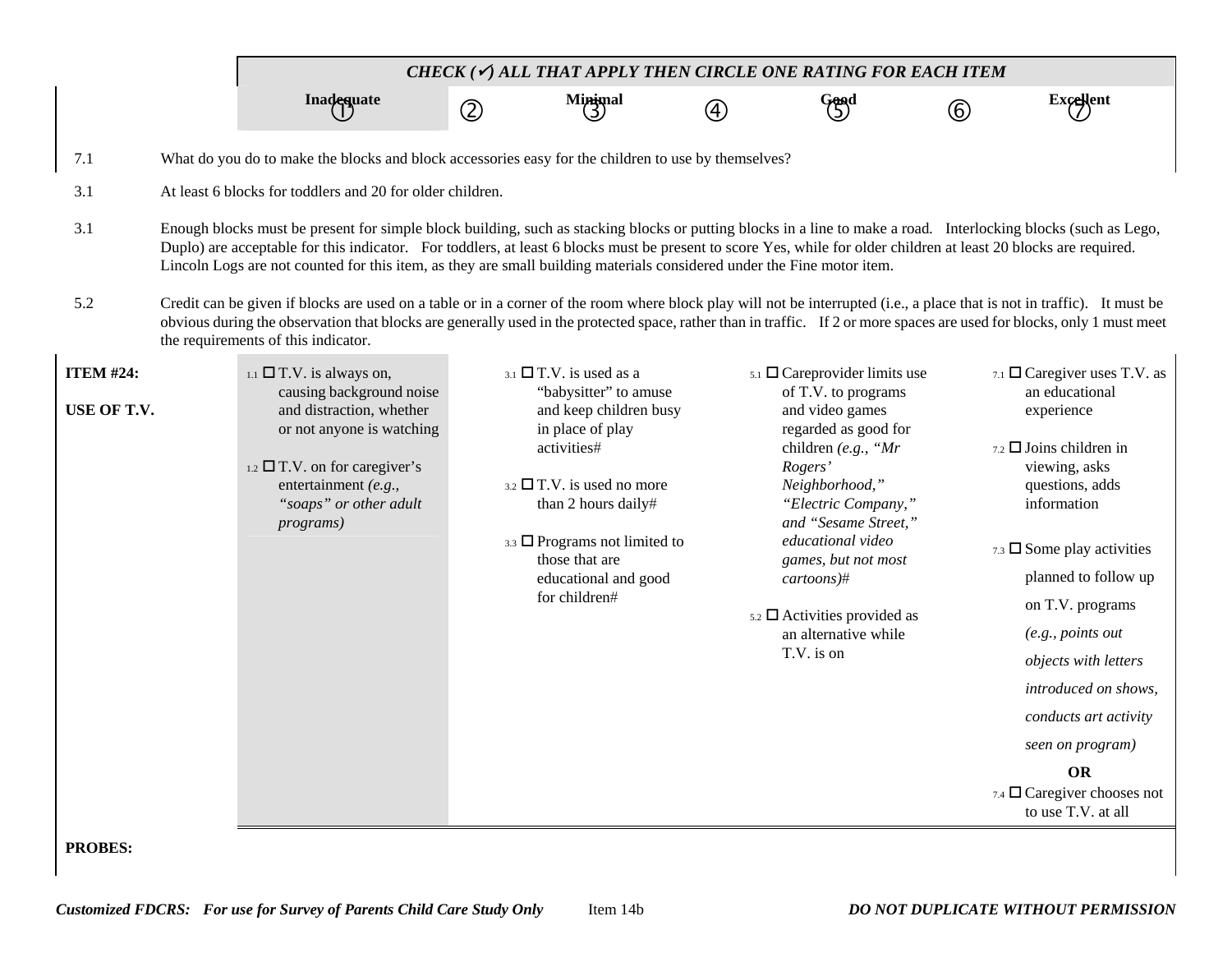**CHECK (✓) ALL THAT APPLY THEN CIRCLE ONE RATING FOR EACH ITEM**

| Inadequate ① | ② | Minimal ③ | ④ | Good ⑤ | ⑥ | Excellent ⑦ |
|---|---|---|---|---|---|---|

7.1 What do you do to make the blocks and block accessories easy for the children to use by themselves?

3.1 At least 6 blocks for toddlers and 20 for older children.

3.1 Enough blocks must be present for simple block building, such as stacking blocks or putting blocks in a line to make a road. Interlocking blocks (such as Lego, Duplo) are acceptable for this indicator. For toddlers, at least 6 blocks must be present to score Yes, while for older children at least 20 blocks are required. Lincoln Logs are not counted for this item, as they are small building materials considered under the Fine motor item.

5.2 Credit can be given if blocks are used on a table or in a corner of the room where block play will not be interrupted (i.e., a place that is not in traffic). It must be obvious during the observation that blocks are generally used in the protected space, rather than in traffic. If 2 or more spaces are used for blocks, only 1 must meet the requirements of this indicator.

| ITEM #24: USE OF T.V. | Inadequate (1) | Minimal (3) | Good (5) | Excellent (7) |
|---|---|---|---|---|
| | 1.1 ☐ T.V. is always on, causing background noise and distraction, whether or not anyone is watching<br><br>1.2 ☐ T.V. on for caregiver's entertainment *(e.g., "soaps" or other adult programs)* | 3.1 ☐ T.V. is used as a "babysitter" to amuse and keep children busy in place of play activities#<br><br>3.2 ☐ T.V. is used no more than 2 hours daily#<br><br>3.3 ☐ Programs not limited to those that are educational and good for children# | 5.1 ☐ Careprovider limits use of T.V. to programs and video games regarded as good for children *(e.g., "Mr Rogers' Neighborhood," "Electric Company," and "Sesame Street," educational video games, but not most cartoons)*#<br><br>5.2 ☐ Activities provided as an alternative while T.V. is on | 7.1 ☐ Caregiver uses T.V. as an educational experience<br><br>7.2 ☐ Joins children in viewing, asks questions, adds information<br><br>7.3 ☐ Some play activities planned to follow up on T.V. programs *(e.g., points out objects with letters introduced on shows, conducts art activity seen on program)*<br><br>**OR**<br><br>7.4 ☐ Caregiver chooses not to use T.V. at all |

**PROBES:**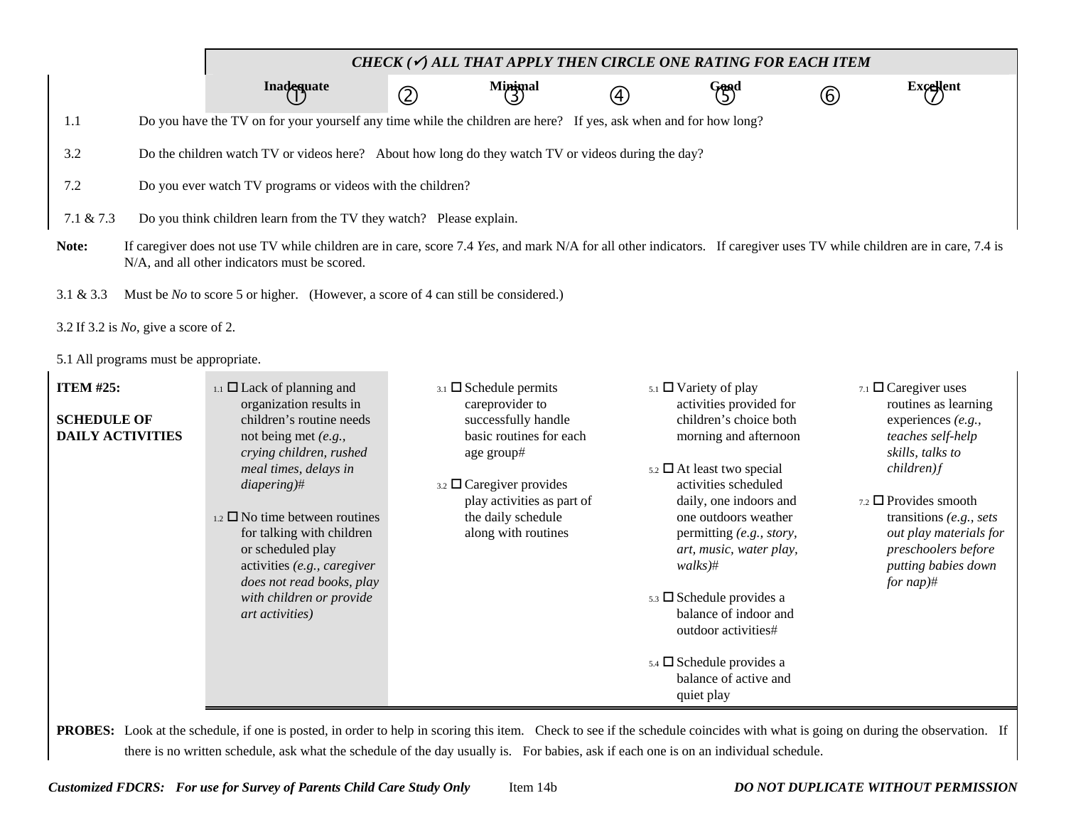**CHECK (✓) ALL THAT APPLY THEN CIRCLE ONE RATING FOR EACH ITEM**

| Inadequate ① | ② | Minimal ③ | ④ | Good ⑤ | ⑥ | Excellent ⑦ |
|---|---|---|---|---|---|---|

| | |
|---|---|
| 1.1 | Do you have the TV on for your yourself any time while the children are here? If yes, ask when and for how long? |
| 3.2 | Do the children watch TV or videos here? About how long do they watch TV or videos during the day? |
| 7.2 | Do you ever watch TV programs or videos with the children? |
| 7.1 & 7.3 | Do you think children learn from the TV they watch? Please explain. |

**Note:** If caregiver does not use TV while children are in care, score 7.4 *Yes*, and mark N/A for all other indicators. If caregiver uses TV while children are in care, 7.4 is N/A, and all other indicators must be scored.

3.1 & 3.3 Must be *No* to score 5 or higher. (However, a score of 4 can still be considered.)

3.2 If 3.2 is *No*, give a score of 2.

5.1 All programs must be appropriate.

| **ITEM #25: SCHEDULE OF DAILY ACTIVITIES** | Inadequate | Minimal | Good | Excellent |
|---|---|---|---|---|
| | 1.1 ☐ Lack of planning and organization results in children's routine needs not being met *(e.g., crying children, rushed meal times, delays in diapering)*# | 3.1 ☐ Schedule permits careprovider to successfully handle basic routines for each age group# | 5.1 ☐ Variety of play activities provided for children's choice both morning and afternoon | 7.1 ☐ Caregiver uses routines as learning experiences *(e.g., teaches self-help skills, talks to children)f* |
| | 1.2 ☐ No time between routines for talking with children or scheduled play activities *(e.g., caregiver does not read books, play with children or provide art activities)* | 3.2 ☐ Caregiver provides play activities as part of the daily schedule along with routines | 5.2 ☐ At least two special activities scheduled daily, one indoors and one outdoors weather permitting *(e.g., story, art, music, water play, walks)*# | 7.2 ☐ Provides smooth transitions *(e.g., sets out play materials for preschoolers before putting babies down for nap)*# |
| | | | 5.3 ☐ Schedule provides a balance of indoor and outdoor activities# | |
| | | | 5.4 ☐ Schedule provides a balance of active and quiet play | |

**PROBES:** Look at the schedule, if one is posted, in order to help in scoring this item. Check to see if the schedule coincides with what is going on during the observation. If there is no written schedule, ask what the schedule of the day usually is. For babies, ask if each one is on an individual schedule.

*Customized FDCRS: For use for Survey of Parents Child Care Study Only* Item 14b *DO NOT DUPLICATE WITHOUT PERMISSION*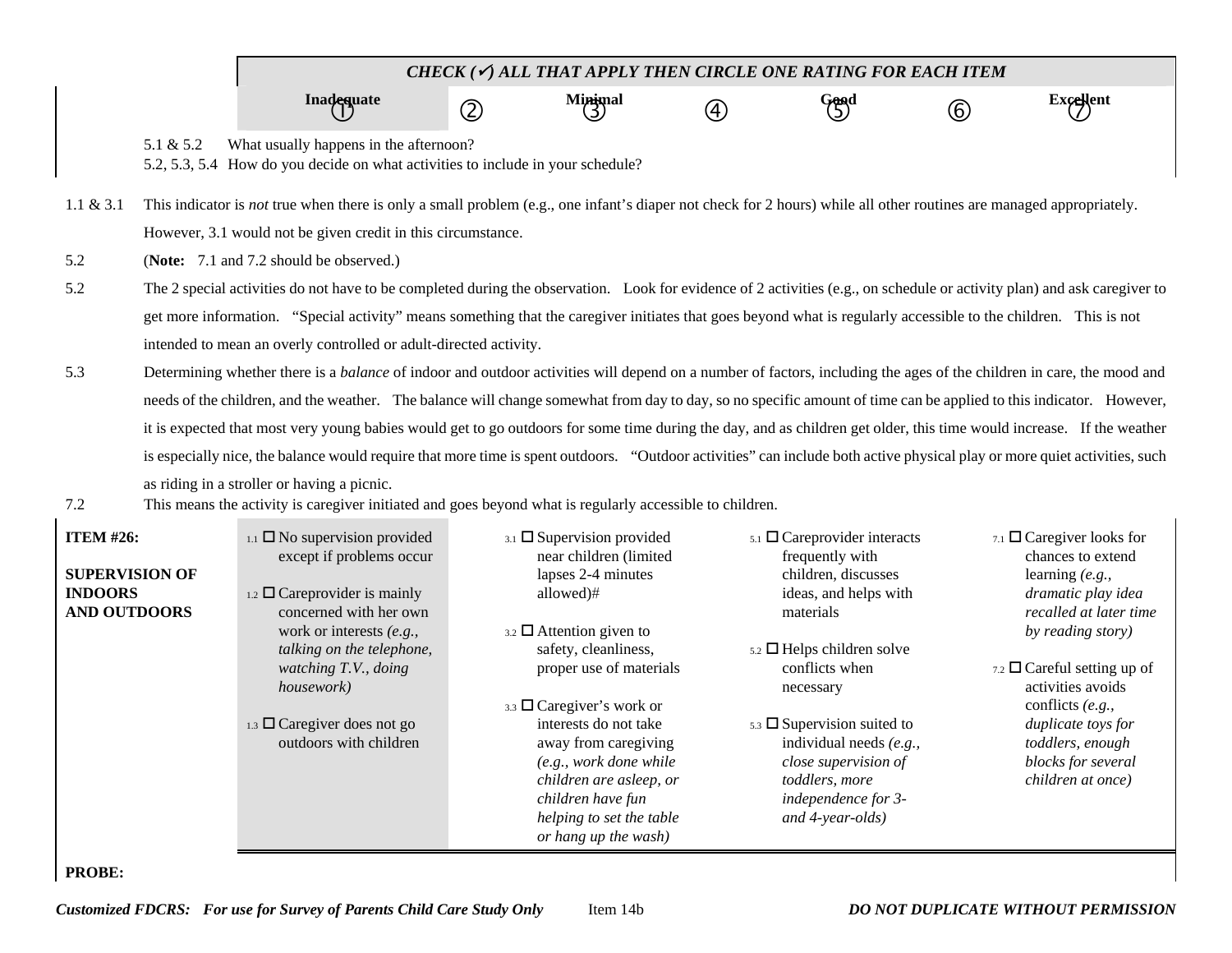| | **CHECK (✓) ALL THAT APPLY THEN CIRCLE ONE RATING FOR EACH ITEM** | | | | | | |
|---|---|---|---|---|---|---|---|
| | **Inadequate** ① | ② | **Minimal** ③ | ④ | **Good** ⑤ | ⑥ | **Excellent** ⑦ |

5.1 & 5.2 What usually happens in the afternoon?
5.2, 5.3, 5.4 How do you decide on what activities to include in your schedule?

1.1 & 3.1 This indicator is *not* true when there is only a small problem (e.g., one infant's diaper not check for 2 hours) while all other routines are managed appropriately. However, 3.1 would not be given credit in this circumstance.

5.2 (**Note:** 7.1 and 7.2 should be observed.)

5.2 The 2 special activities do not have to be completed during the observation. Look for evidence of 2 activities (e.g., on schedule or activity plan) and ask caregiver to get more information. "Special activity" means something that the caregiver initiates that goes beyond what is regularly accessible to the children. This is not intended to mean an overly controlled or adult-directed activity.

5.3 Determining whether there is a *balance* of indoor and outdoor activities will depend on a number of factors, including the ages of the children in care, the mood and needs of the children, and the weather. The balance will change somewhat from day to day, so no specific amount of time can be applied to this indicator. However, it is expected that most very young babies would get to go outdoors for some time during the day, and as children get older, this time would increase. If the weather is especially nice, the balance would require that more time is spent outdoors. "Outdoor activities" can include both active physical play or more quiet activities, such as riding in a stroller or having a picnic.

7.2 This means the activity is caregiver initiated and goes beyond what is regularly accessible to children.

| **ITEM #26:** **SUPERVISION OF INDOORS AND OUTDOORS** | Inadequate (1) | Minimal (3) | Good (5) | Excellent (7) |
|---|---|---|---|---|
| | 1.1 ☐ No supervision provided except if problems occur<br><br>1.2 ☐ Careprovider is mainly concerned with her own work or interests *(e.g., talking on the telephone, watching T.V., doing housework)*<br><br>1.3 ☐ Caregiver does not go outdoors with children | 3.1 ☐ Supervision provided near children (limited lapses 2-4 minutes allowed)#<br><br>3.2 ☐ Attention given to safety, cleanliness, proper use of materials<br><br>3.3 ☐ Caregiver's work or interests do not take away from caregiving *(e.g., work done while children are asleep, or children have fun helping to set the table or hang up the wash)* | 5.1 ☐ Careprovider interacts frequently with children, discusses ideas, and helps with materials<br><br>5.2 ☐ Helps children solve conflicts when necessary<br><br>5.3 ☐ Supervision suited to individual needs *(e.g., close supervision of toddlers, more independence for 3- and 4-year-olds)* | 7.1 ☐ Caregiver looks for chances to extend learning *(e.g., dramatic play idea recalled at later time by reading story)*<br><br>7.2 ☐ Careful setting up of activities avoids conflicts *(e.g., duplicate toys for toddlers, enough blocks for several children at once)* |

**PROBE:**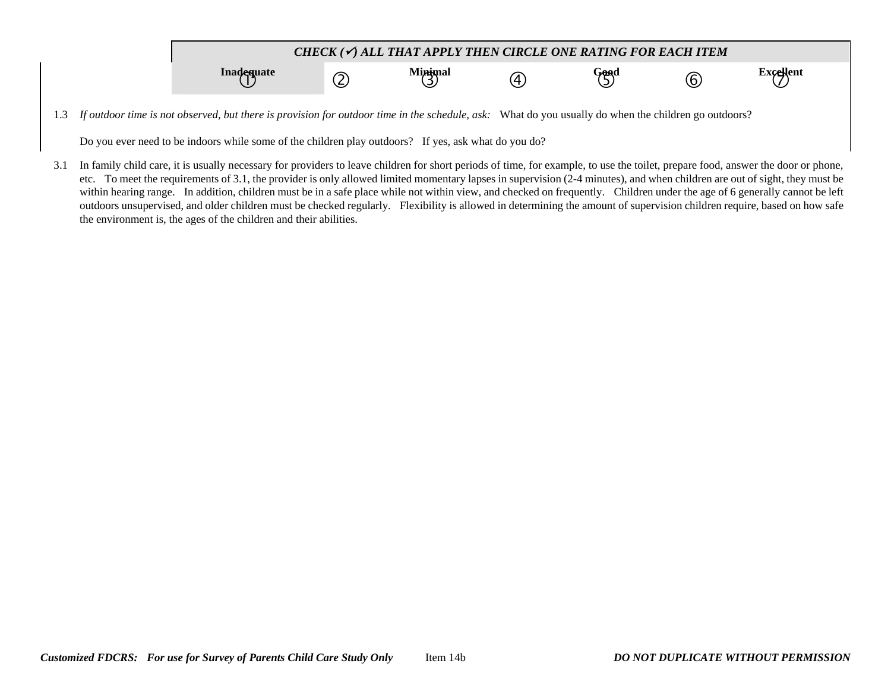| CHECK (✓) ALL THAT APPLY THEN CIRCLE ONE RATING FOR EACH ITEM | | | | | | |
|---|---|---|---|---|---|---|
| Inadequate | | Minimal | | Good | | Excellent |
| ① | ② | ③ | ④ | ⑤ | ⑥ | ⑦ |

1.3 *If outdoor time is not observed, but there is provision for outdoor time in the schedule, ask:* What do you usually do when the children go outdoors?

Do you ever need to be indoors while some of the children play outdoors? If yes, ask what do you do?

3.1 In family child care, it is usually necessary for providers to leave children for short periods of time, for example, to use the toilet, prepare food, answer the door or phone, etc. To meet the requirements of 3.1, the provider is only allowed limited momentary lapses in supervision (2-4 minutes), and when children are out of sight, they must be within hearing range. In addition, children must be in a safe place while not within view, and checked on frequently. Children under the age of 6 generally cannot be left outdoors unsupervised, and older children must be checked regularly. Flexibility is allowed in determining the amount of supervision children require, based on how safe the environment is, the ages of the children and their abilities.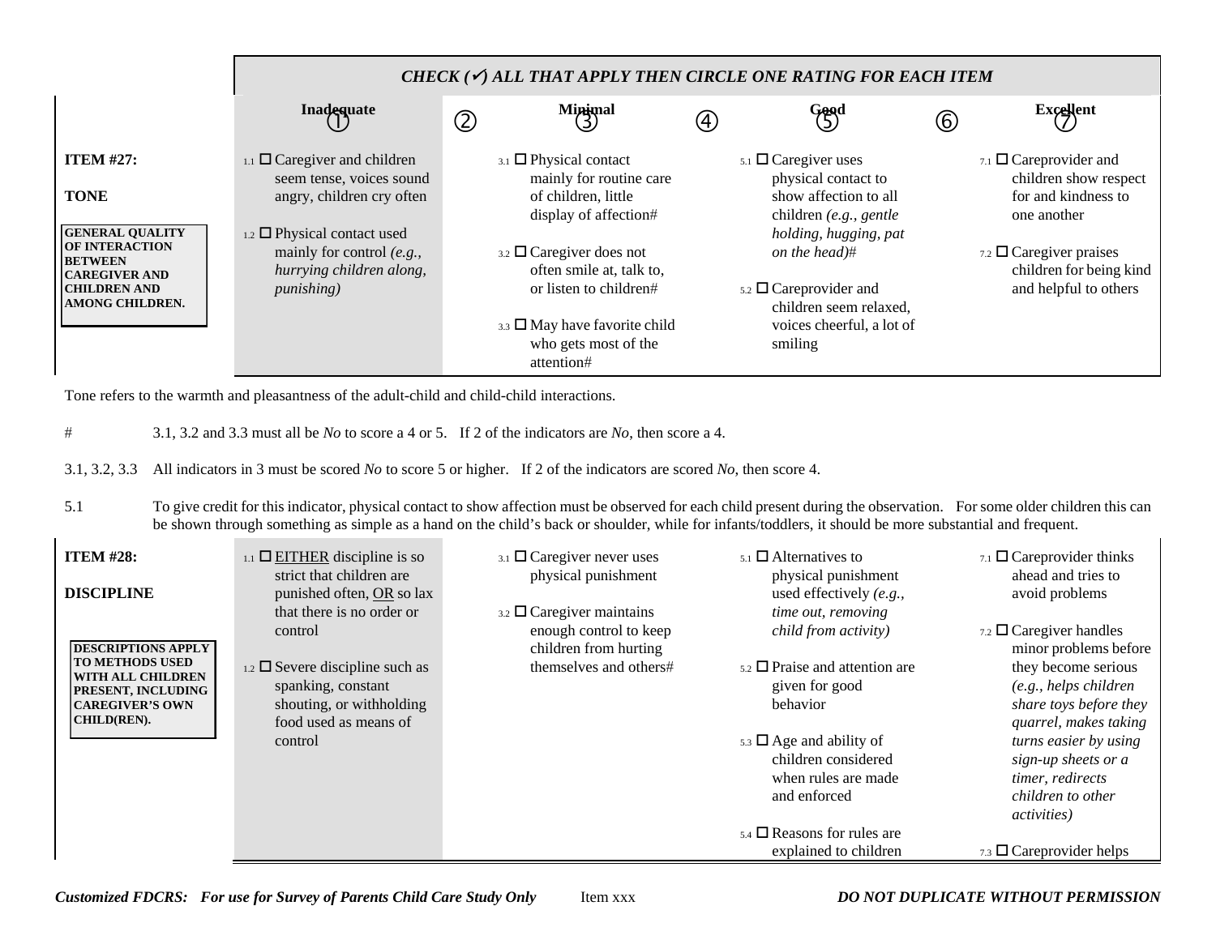| | CHECK (✓) ALL THAT APPLY THEN CIRCLE ONE RATING FOR EACH ITEM | | | | | | |
|---|---|---|---|---|---|---|---|
| | Inadequate ① | ② | Minimal ③ | ④ | Good ⑤ | ⑥ | Excellent ⑦ |
| **ITEM #27:** **TONE** **GENERAL QUALITY OF INTERACTION BETWEEN CAREGIVER AND CHILDREN AND AMONG CHILDREN.** | 1.1 ☐ Caregiver and children seem tense, voices sound angry, children cry often<br><br>1.2 ☐ Physical contact used mainly for control *(e.g., hurrying children along, punishing)* | | 3.1 ☐ Physical contact mainly for routine care of children, little display of affection#<br><br>3.2 ☐ Caregiver does not often smile at, talk to, or listen to children#<br><br>3.3 ☐ May have favorite child who gets most of the attention# | | 5.1 ☐ Caregiver uses physical contact to show affection to all children *(e.g., gentle holding, hugging, pat on the head)#*<br><br>5.2 ☐ Careprovider and children seem relaxed, voices cheerful, a lot of smiling | | 7.1 ☐ Careprovider and children show respect for and kindness to one another<br><br>7.2 ☐ Caregiver praises children for being kind and helpful to others |

Tone refers to the warmth and pleasantness of the adult-child and child-child interactions.

| | |
|---|---|
| # | 3.1, 3.2 and 3.3 must all be *No* to score a 4 or 5. If 2 of the indicators are *No*, then score a 4. |
| 3.1, 3.2, 3.3 | All indicators in 3 must be scored *No* to score 5 or higher. If 2 of the indicators are scored *No*, then score 4. |
| 5.1 | To give credit for this indicator, physical contact to show affection must be observed for each child present during the observation. For some older children this can be shown through something as simple as a hand on the child's back or shoulder, while for infants/toddlers, it should be more substantial and frequent. |

| | Inadequate ① | ② | Minimal ③ | ④ | Good ⑤ | ⑥ | Excellent ⑦ |
|---|---|---|---|---|---|---|---|
| **ITEM #28:** **DISCIPLINE** **DESCRIPTIONS APPLY TO METHODS USED WITH ALL CHILDREN PRESENT, INCLUDING CAREGIVER'S OWN CHILD(REN).** | 1.1 ☐ EITHER discipline is so strict that children are punished often, OR so lax that there is no order or control<br><br>1.2 ☐ Severe discipline such as spanking, constant shouting, or withholding food used as means of control | | 3.1 ☐ Caregiver never uses physical punishment<br><br>3.2 ☐ Caregiver maintains enough control to keep children from hurting themselves and others# | | 5.1 ☐ Alternatives to physical punishment used effectively *(e.g., time out, removing child from activity)*<br><br>5.2 ☐ Praise and attention are given for good behavior<br><br>5.3 ☐ Age and ability of children considered when rules are made and enforced<br><br>5.4 ☐ Reasons for rules are explained to children | | 7.1 ☐ Careprovider thinks ahead and tries to avoid problems<br><br>7.2 ☐ Caregiver handles minor problems before they become serious *(e.g., helps children share toys before they quarrel, makes taking turns easier by using sign-up sheets or a timer, redirects children to other activities)*<br><br>7.3 ☐ Careprovider helps |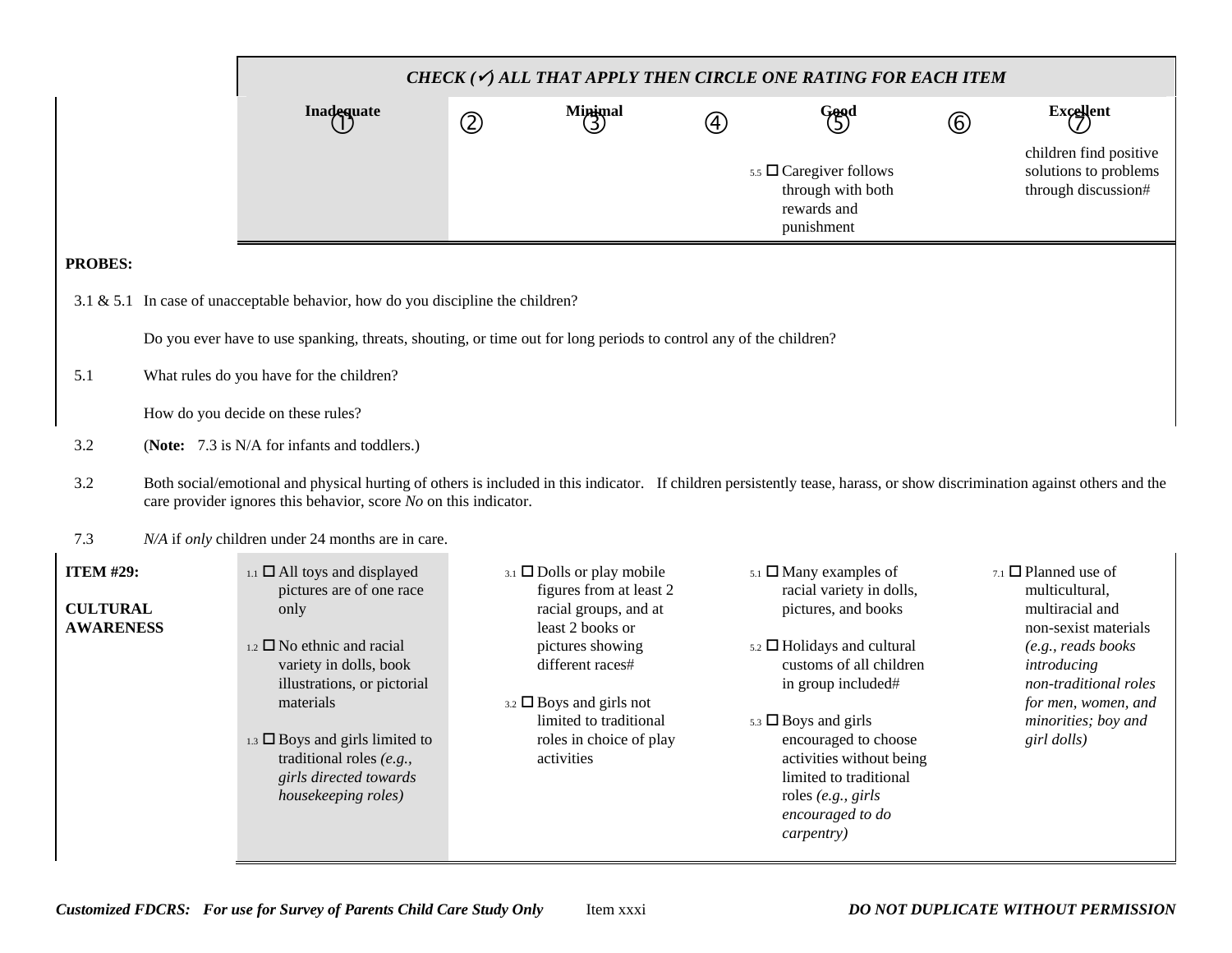| | CHECK (✓) ALL THAT APPLY THEN CIRCLE ONE RATING FOR EACH ITEM | | | | | | |
|---|---|---|---|---|---|---|---|
| | Inadequate ① | ② | Minimal ③ | ④ | Good ⑤ | ⑥ | Excellent ⑦ |
| | | | | | 5.5 ☐ Caregiver follows through with both rewards and punishment | | children find positive solutions to problems through discussion# |

**PROBES:**

3.1 & 5.1 In case of unacceptable behavior, how do you discipline the children?

Do you ever have to use spanking, threats, shouting, or time out for long periods to control any of the children?

5.1 What rules do you have for the children?

How do you decide on these rules?

3.2 (**Note:** 7.3 is N/A for infants and toddlers.)

3.2 Both social/emotional and physical hurting of others is included in this indicator. If children persistently tease, harass, or show discrimination against others and the care provider ignores this behavior, score *No* on this indicator.

7.3 *N/A* if *only* children under 24 months are in care.

| | Inadequate ① | ② | Minimal ③ | ④ | Good ⑤ | ⑥ | Excellent ⑦ |
|---|---|---|---|---|---|---|---|
| **ITEM #29:** **CULTURAL AWARENESS** | 1.1 ☐ All toys and displayed pictures are of one race only<br><br>1.2 ☐ No ethnic and racial variety in dolls, book illustrations, or pictorial materials<br><br>1.3 ☐ Boys and girls limited to traditional roles *(e.g., girls directed towards housekeeping roles)* | | 3.1 ☐ Dolls or play mobile figures from at least 2 racial groups, and at least 2 books or pictures showing different races#<br><br>3.2 ☐ Boys and girls not limited to traditional roles in choice of play activities | | 5.1 ☐ Many examples of racial variety in dolls, pictures, and books<br><br>5.2 ☐ Holidays and cultural customs of all children in group included#<br><br>5.3 ☐ Boys and girls encouraged to choose activities without being limited to traditional roles *(e.g., girls encouraged to do carpentry)* | | 7.1 ☐ Planned use of multicultural, multiracial and non-sexist materials *(e.g., reads books introducing non-traditional roles for men, women, and minorities; boy and girl dolls)* |

*Customized FDCRS: For use for Survey of Parents Child Care Study Only* Item xxxi ***DO NOT DUPLICATE WITHOUT PERMISSION***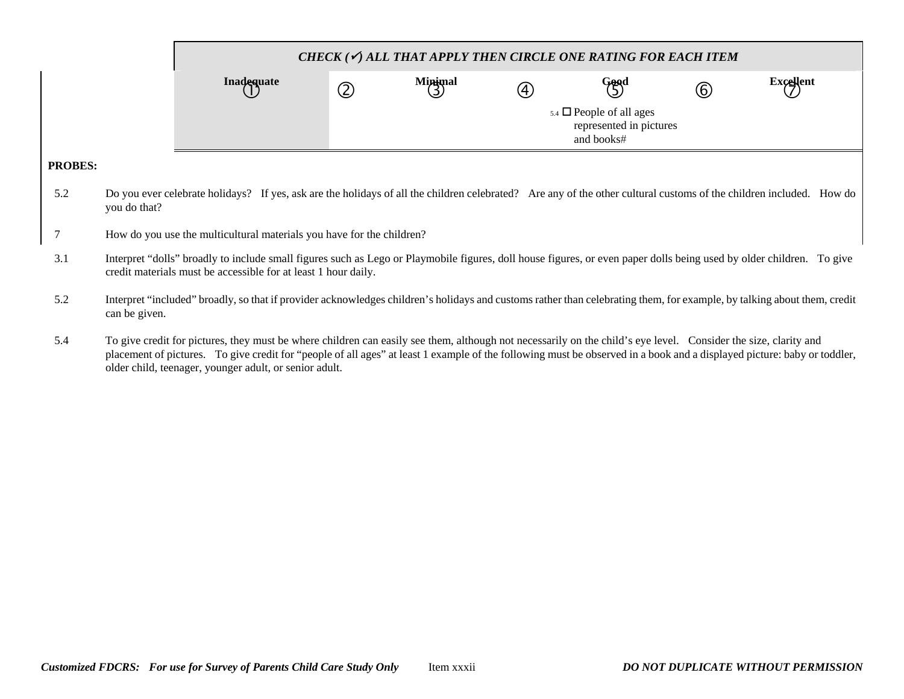| CHECK (✓) ALL THAT APPLY THEN CIRCLE ONE RATING FOR EACH ITEM | | | | | | |
|---|---|---|---|---|---|---|
| Inadequate ① | ② | Minimal ③ | ④ | Good ⑤ | ⑥ | Excellent ⑦ |
| | | | | 5.4 ☐ People of all ages represented in pictures and books# | | |

**PROBES:**

5.2 Do you ever celebrate holidays? If yes, ask are the holidays of all the children celebrated? Are any of the other cultural customs of the children included. How do you do that?

7 How do you use the multicultural materials you have for the children?

3.1 Interpret "dolls" broadly to include small figures such as Lego or Playmobile figures, doll house figures, or even paper dolls being used by older children. To give credit materials must be accessible for at least 1 hour daily.

5.2 Interpret "included" broadly, so that if provider acknowledges children's holidays and customs rather than celebrating them, for example, by talking about them, credit can be given.

5.4 To give credit for pictures, they must be where children can easily see them, although not necessarily on the child's eye level. Consider the size, clarity and placement of pictures. To give credit for "people of all ages" at least 1 example of the following must be observed in a book and a displayed picture: baby or toddler, older child, teenager, younger adult, or senior adult.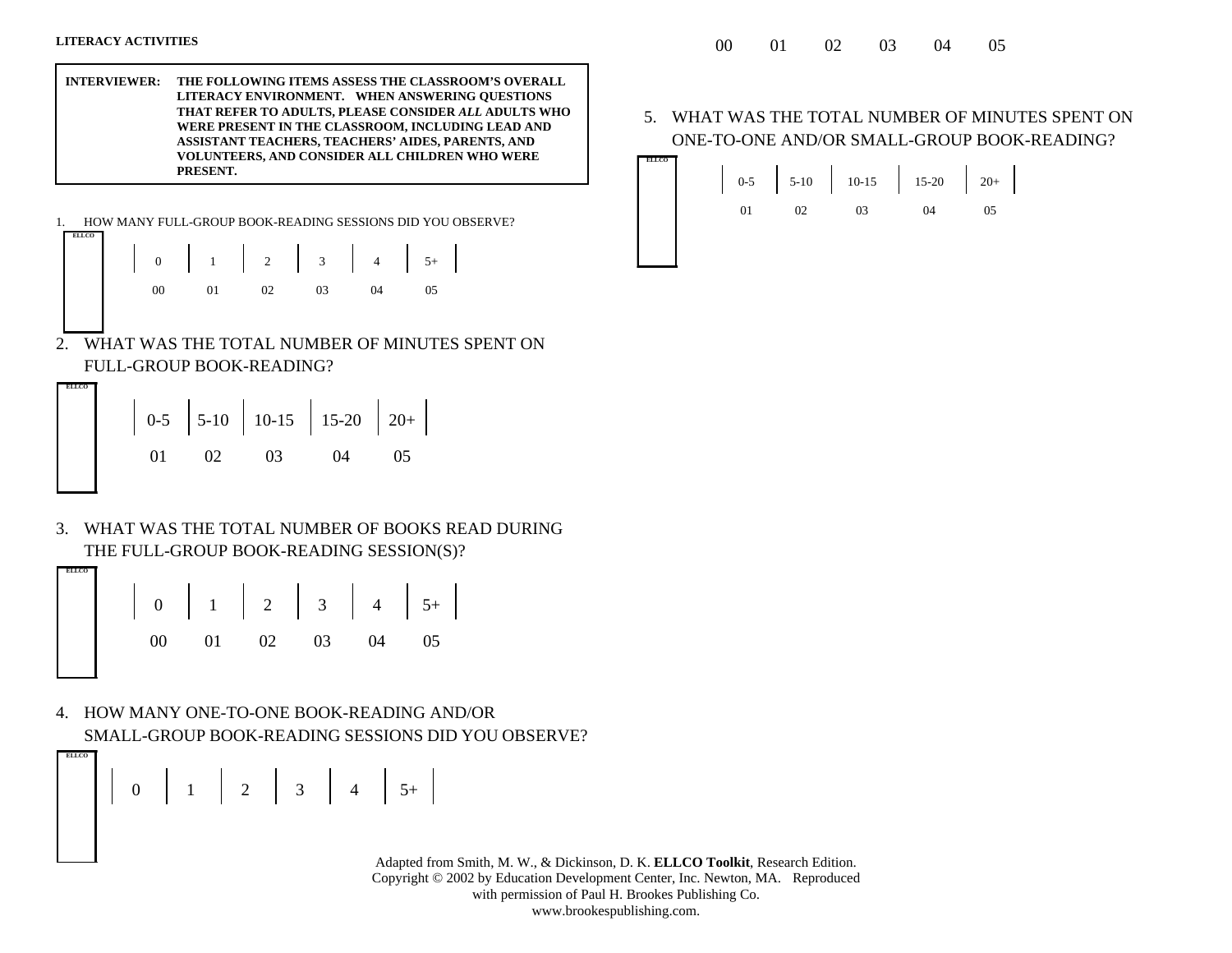**LITERACY ACTIVITIES**

**INTERVIEWER: THE FOLLOWING ITEMS ASSESS THE CLASSROOM'S OVERALL LITERACY ENVIRONMENT. WHEN ANSWERING QUESTIONS THAT REFER TO ADULTS, PLEASE CONSIDER *ALL* ADULTS WHO WERE PRESENT IN THE CLASSROOM, INCLUDING LEAD AND ASSISTANT TEACHERS, TEACHERS' AIDES, PARENTS, AND VOLUNTEERS, AND CONSIDER ALL CHILDREN WHO WERE PRESENT.**

1. HOW MANY FULL-GROUP BOOK-READING SESSIONS DID YOU OBSERVE?

ELLCO

| 0 | 1 | 2 | 3 | 4 | 5+ |
|---|---|---|---|---|---|
| 00 | 01 | 02 | 03 | 04 | 05 |

2. WHAT WAS THE TOTAL NUMBER OF MINUTES SPENT ON FULL-GROUP BOOK-READING?

ELLCO

| 0-5 | 5-10 | 10-15 | 15-20 | 20+ |
|---|---|---|---|---|
| 01 | 02 | 03 | 04 | 05 |

3. WHAT WAS THE TOTAL NUMBER OF BOOKS READ DURING THE FULL-GROUP BOOK-READING SESSION(S)?

ELLCO

| 0 | 1 | 2 | 3 | 4 | 5+ |
|---|---|---|---|---|---|
| 00 | 01 | 02 | 03 | 04 | 05 |

4. HOW MANY ONE-TO-ONE BOOK-READING AND/OR SMALL-GROUP BOOK-READING SESSIONS DID YOU OBSERVE?

ELLCO

| 0 | 1 | 2 | 3 | 4 | 5+ |
|---|---|---|---|---|---|
| 00 | 01 | 02 | 03 | 04 | 05 |

5. WHAT WAS THE TOTAL NUMBER OF MINUTES SPENT ON ONE-TO-ONE AND/OR SMALL-GROUP BOOK-READING?

ELLCO

| 0-5 | 5-10 | 10-15 | 15-20 | 20+ |
|---|---|---|---|---|
| 01 | 02 | 03 | 04 | 05 |

Adapted from Smith, M. W., & Dickinson, D. K. **ELLCO Toolkit**, Research Edition. Copyright © 2002 by Education Development Center, Inc. Newton, MA. Reproduced with permission of Paul H. Brookes Publishing Co. www.brookespublishing.com.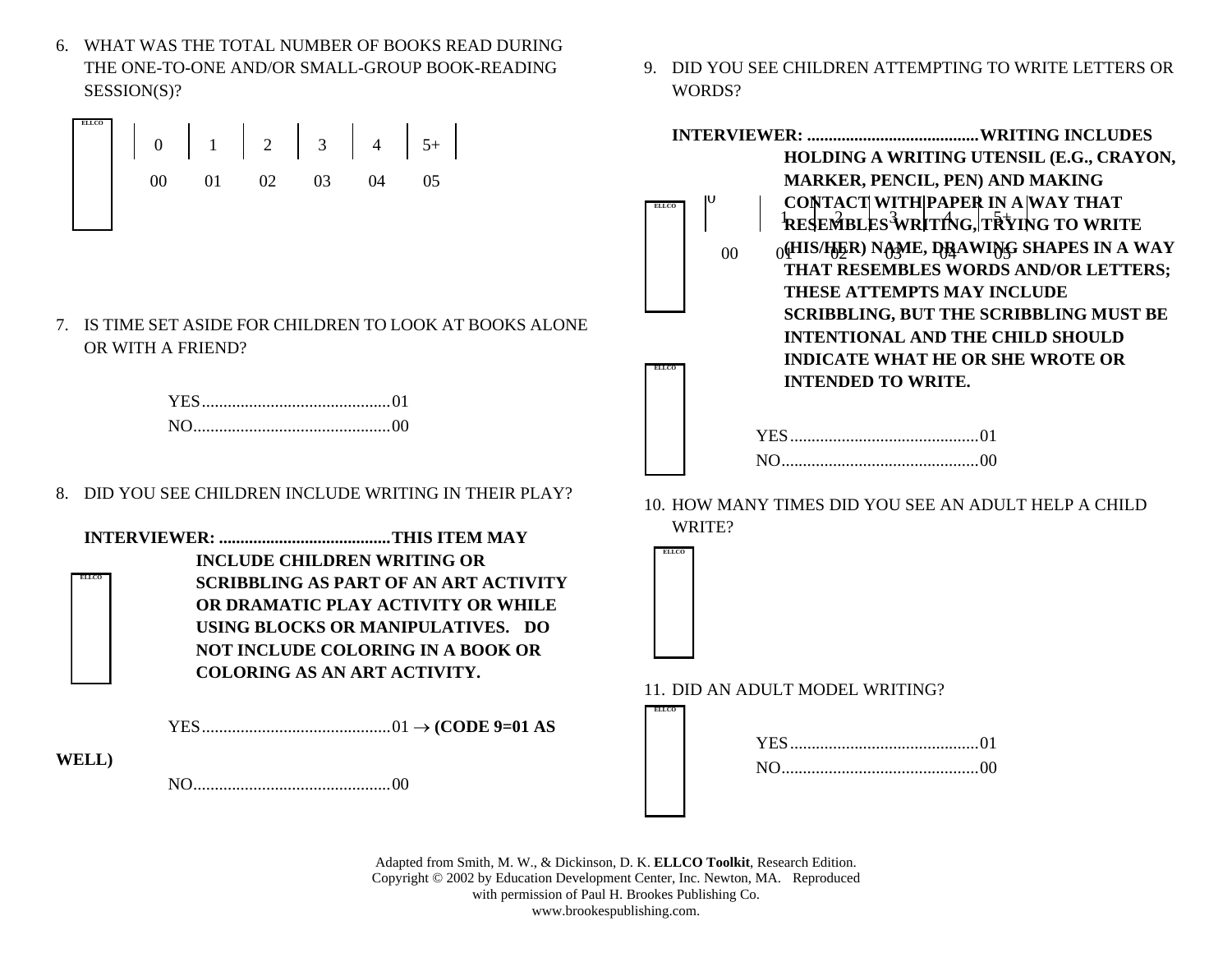6. WHAT WAS THE TOTAL NUMBER OF BOOKS READ DURING THE ONE-TO-ONE AND/OR SMALL-GROUP BOOK-READING SESSION(S)?

ELLCO

| 0 | 1 | 2 | 3 | 4 | 5+ |
|---|---|---|---|---|---|
| 00 | 01 | 02 | 03 | 04 | 05 |

7. IS TIME SET ASIDE FOR CHILDREN TO LOOK AT BOOKS ALONE OR WITH A FRIEND?

YES............................................01
NO..............................................00

8. DID YOU SEE CHILDREN INCLUDE WRITING IN THEIR PLAY?

**INTERVIEWER: ........................................THIS ITEM MAY INCLUDE CHILDREN WRITING OR SCRIBBLING AS PART OF AN ART ACTIVITY OR DRAMATIC PLAY ACTIVITY OR WHILE USING BLOCKS OR MANIPULATIVES. DO NOT INCLUDE COLORING IN A BOOK OR COLORING AS AN ART ACTIVITY.**

ELLCO

YES............................................01 → **(CODE 9=01 AS WELL)**
NO..............................................00

9. DID YOU SEE CHILDREN ATTEMPTING TO WRITE LETTERS OR WORDS?

**INTERVIEWER: ........................................WRITING INCLUDES HOLDING A WRITING UTENSIL (E.G., CRAYON, MARKER, PENCIL, PEN) AND MAKING CONTACT WITH PAPER IN A WAY THAT RESEMBLES WRITING, TRYING TO WRITE (HIS/HER) NAME, DRAWING SHAPES IN A WAY THAT RESEMBLES WORDS AND/OR LETTERS; THESE ATTEMPTS MAY INCLUDE SCRIBBLING, BUT THE SCRIBBLING MUST BE INTENTIONAL AND THE CHILD SHOULD INDICATE WHAT HE OR SHE WROTE OR INTENDED TO WRITE.**

ELLCO

| 0 | 1 | 2 | 3 | 4 | 5+ |
|---|---|---|---|---|---|
| 00 | 01 | 02 | 03 | 04 | 05 |

ELLCO

YES............................................01
NO..............................................00

10. HOW MANY TIMES DID YOU SEE AN ADULT HELP A CHILD WRITE?

ELLCO

11. DID AN ADULT MODEL WRITING?

ELLCO

YES............................................01
NO..............................................00

Adapted from Smith, M. W., & Dickinson, D. K. **ELLCO Toolkit**, Research Edition.
Copyright © 2002 by Education Development Center, Inc. Newton, MA. Reproduced with permission of Paul H. Brookes Publishing Co.
www.brookespublishing.com.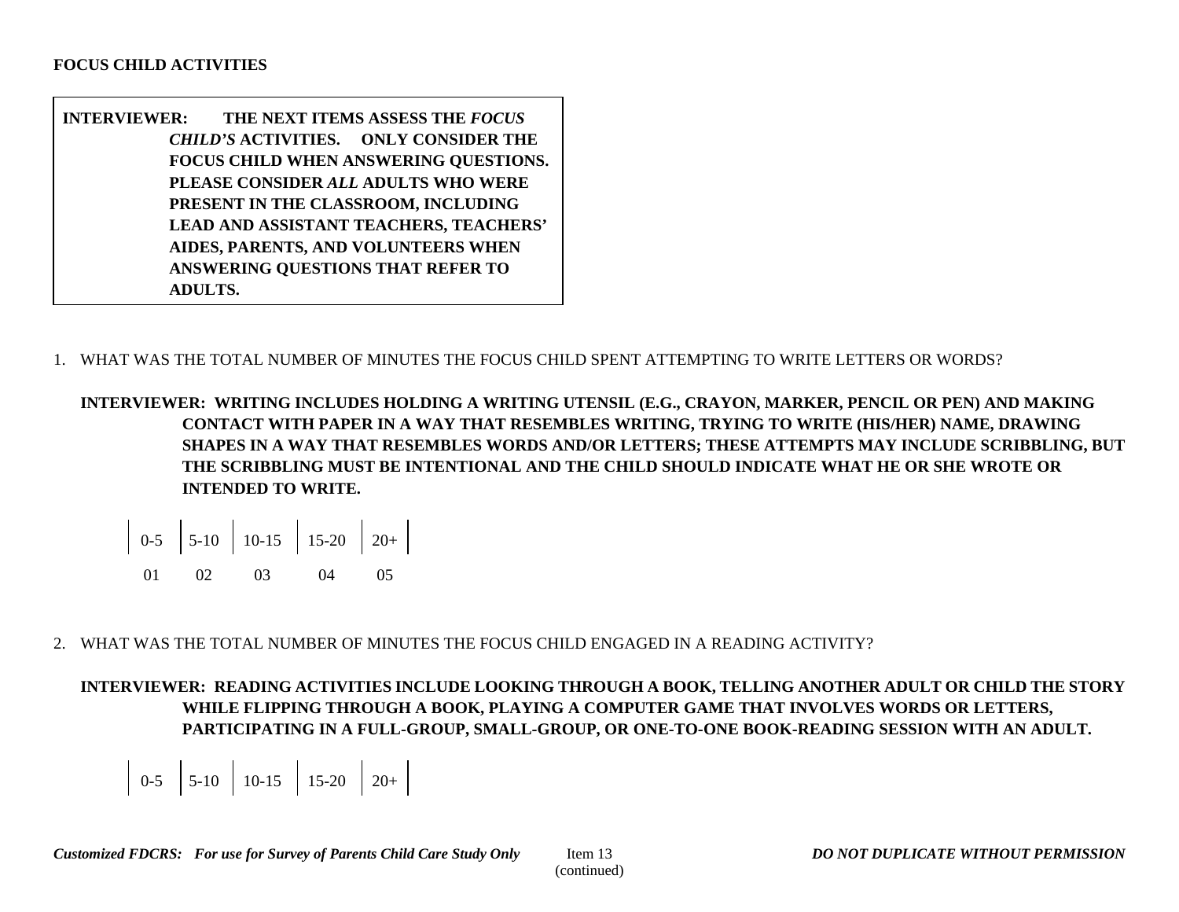**FOCUS CHILD ACTIVITIES**

**INTERVIEWER: THE NEXT ITEMS ASSESS THE *FOCUS CHILD'S* ACTIVITIES. ONLY CONSIDER THE FOCUS CHILD WHEN ANSWERING QUESTIONS. PLEASE CONSIDER *ALL* ADULTS WHO WERE PRESENT IN THE CLASSROOM, INCLUDING LEAD AND ASSISTANT TEACHERS, TEACHERS' AIDES, PARENTS, AND VOLUNTEERS WHEN ANSWERING QUESTIONS THAT REFER TO ADULTS.**

1. WHAT WAS THE TOTAL NUMBER OF MINUTES THE FOCUS CHILD SPENT ATTEMPTING TO WRITE LETTERS OR WORDS?

   **INTERVIEWER: WRITING INCLUDES HOLDING A WRITING UTENSIL (E.G., CRAYON, MARKER, PENCIL OR PEN) AND MAKING CONTACT WITH PAPER IN A WAY THAT RESEMBLES WRITING, TRYING TO WRITE (HIS/HER) NAME, DRAWING SHAPES IN A WAY THAT RESEMBLES WORDS AND/OR LETTERS; THESE ATTEMPTS MAY INCLUDE SCRIBBLING, BUT THE SCRIBBLING MUST BE INTENTIONAL AND THE CHILD SHOULD INDICATE WHAT HE OR SHE WROTE OR INTENDED TO WRITE.**

   | 0-5 | 5-10 | 10-15 | 15-20 | 20+ |
   |---|---|---|---|---|
   | 01 | 02 | 03 | 04 | 05 |

2. WHAT WAS THE TOTAL NUMBER OF MINUTES THE FOCUS CHILD ENGAGED IN A READING ACTIVITY?

   **INTERVIEWER: READING ACTIVITIES INCLUDE LOOKING THROUGH A BOOK, TELLING ANOTHER ADULT OR CHILD THE STORY WHILE FLIPPING THROUGH A BOOK, PLAYING A COMPUTER GAME THAT INVOLVES WORDS OR LETTERS, PARTICIPATING IN A FULL-GROUP, SMALL-GROUP, OR ONE-TO-ONE BOOK-READING SESSION WITH AN ADULT.**

   | 0-5 | 5-10 | 10-15 | 15-20 | 20+ |
   |---|---|---|---|---|

*Customized FDCRS: For use for Survey of Parents Child Care Study Only* Item 13 (continued) ***DO NOT DUPLICATE WITHOUT PERMISSION***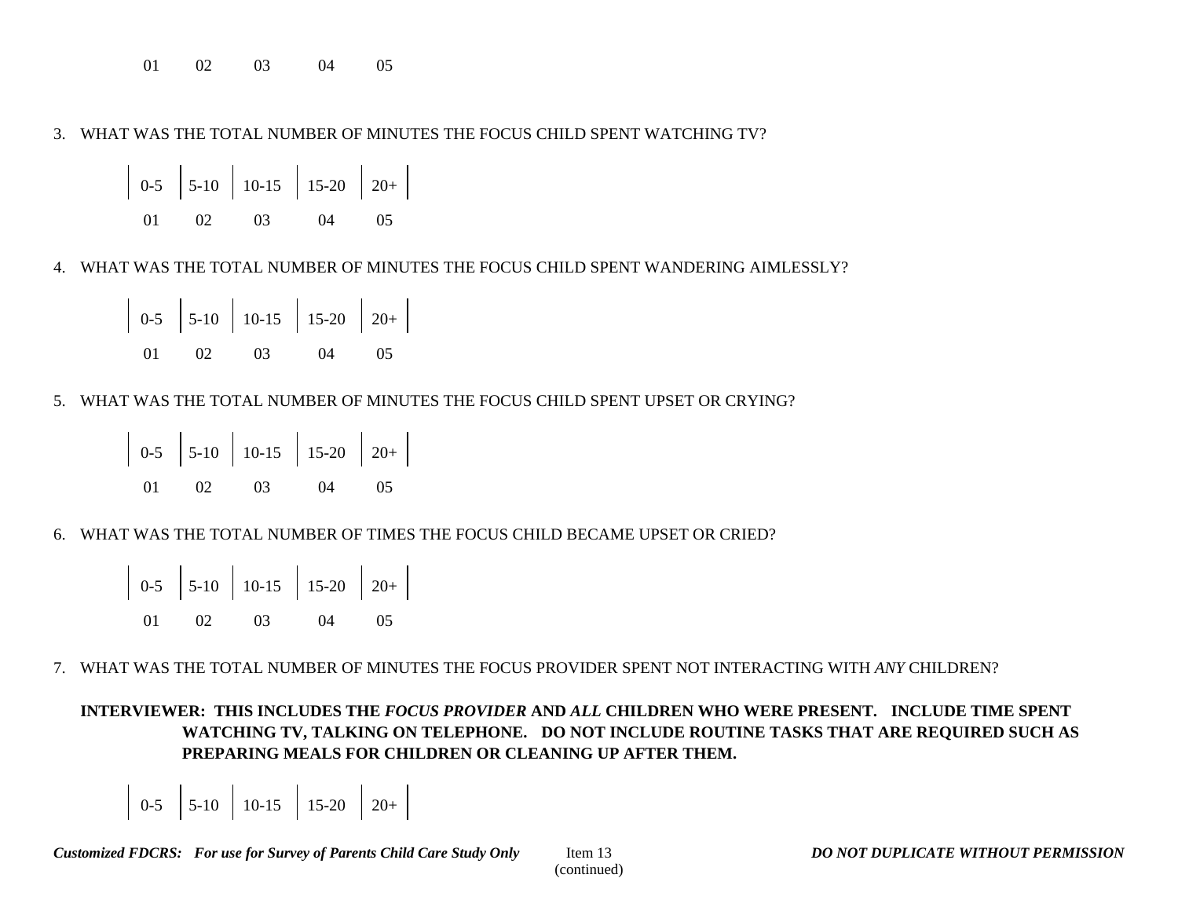| | | | | |
|---|---|---|---|---|
| 01 | 02 | 03 | 04 | 05 |

3. WHAT WAS THE TOTAL NUMBER OF MINUTES THE FOCUS CHILD SPENT WATCHING TV?

| 0-5 | 5-10 | 10-15 | 15-20 | 20+ |
|---|---|---|---|---|
| 01 | 02 | 03 | 04 | 05 |

4. WHAT WAS THE TOTAL NUMBER OF MINUTES THE FOCUS CHILD SPENT WANDERING AIMLESSLY?

| 0-5 | 5-10 | 10-15 | 15-20 | 20+ |
|---|---|---|---|---|
| 01 | 02 | 03 | 04 | 05 |

5. WHAT WAS THE TOTAL NUMBER OF MINUTES THE FOCUS CHILD SPENT UPSET OR CRYING?

| 0-5 | 5-10 | 10-15 | 15-20 | 20+ |
|---|---|---|---|---|
| 01 | 02 | 03 | 04 | 05 |

6. WHAT WAS THE TOTAL NUMBER OF TIMES THE FOCUS CHILD BECAME UPSET OR CRIED?

| 0-5 | 5-10 | 10-15 | 15-20 | 20+ |
|---|---|---|---|---|
| 01 | 02 | 03 | 04 | 05 |

7. WHAT WAS THE TOTAL NUMBER OF MINUTES THE FOCUS PROVIDER SPENT NOT INTERACTING WITH *ANY* CHILDREN?

**INTERVIEWER: THIS INCLUDES THE *FOCUS PROVIDER* AND *ALL* CHILDREN WHO WERE PRESENT. INCLUDE TIME SPENT WATCHING TV, TALKING ON TELEPHONE. DO NOT INCLUDE ROUTINE TASKS THAT ARE REQUIRED SUCH AS PREPARING MEALS FOR CHILDREN OR CLEANING UP AFTER THEM.**

| 0-5 | 5-10 | 10-15 | 15-20 | 20+ |
|---|---|---|---|---|

***Customized FDCRS: For use for Survey of Parents Child Care Study Only*** Item 13 (continued) ***DO NOT DUPLICATE WITHOUT PERMISSION***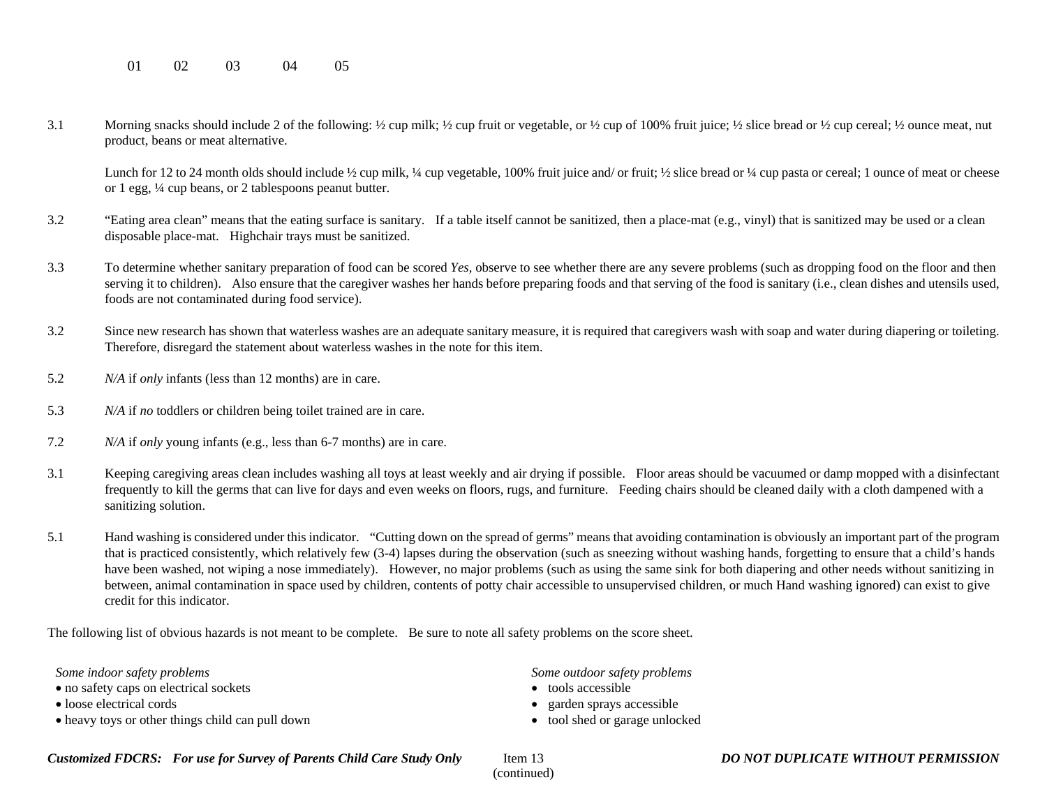01 02 03 04 05

3.1 Morning snacks should include 2 of the following: ½ cup milk; ½ cup fruit or vegetable, or ½ cup of 100% fruit juice; ½ slice bread or ½ cup cereal; ½ ounce meat, nut product, beans or meat alternative.

Lunch for 12 to 24 month olds should include ½ cup milk, ¼ cup vegetable, 100% fruit juice and/ or fruit; ½ slice bread or ¼ cup pasta or cereal; 1 ounce of meat or cheese or 1 egg, ¼ cup beans, or 2 tablespoons peanut butter.

3.2 "Eating area clean" means that the eating surface is sanitary. If a table itself cannot be sanitized, then a place-mat (e.g., vinyl) that is sanitized may be used or a clean disposable place-mat. Highchair trays must be sanitized.

3.3 To determine whether sanitary preparation of food can be scored *Yes*, observe to see whether there are any severe problems (such as dropping food on the floor and then serving it to children). Also ensure that the caregiver washes her hands before preparing foods and that serving of the food is sanitary (i.e., clean dishes and utensils used, foods are not contaminated during food service).

3.2 Since new research has shown that waterless washes are an adequate sanitary measure, it is required that caregivers wash with soap and water during diapering or toileting. Therefore, disregard the statement about waterless washes in the note for this item.

5.2 *N/A* if *only* infants (less than 12 months) are in care.

5.3 *N/A* if *no* toddlers or children being toilet trained are in care.

7.2 *N/A* if *only* young infants (e.g., less than 6-7 months) are in care.

3.1 Keeping caregiving areas clean includes washing all toys at least weekly and air drying if possible. Floor areas should be vacuumed or damp mopped with a disinfectant frequently to kill the germs that can live for days and even weeks on floors, rugs, and furniture. Feeding chairs should be cleaned daily with a cloth dampened with a sanitizing solution.

5.1 Hand washing is considered under this indicator. "Cutting down on the spread of germs" means that avoiding contamination is obviously an important part of the program that is practiced consistently, which relatively few (3-4) lapses during the observation (such as sneezing without washing hands, forgetting to ensure that a child's hands have been washed, not wiping a nose immediately). However, no major problems (such as using the same sink for both diapering and other needs without sanitizing in between, animal contamination in space used by children, contents of potty chair accessible to unsupervised children, or much Hand washing ignored) can exist to give credit for this indicator.

The following list of obvious hazards is not meant to be complete. Be sure to note all safety problems on the score sheet.

*Some indoor safety problems*
- no safety caps on electrical sockets
- loose electrical cords
- heavy toys or other things child can pull down

*Some outdoor safety problems*
- tools accessible
- garden sprays accessible
- tool shed or garage unlocked

***Customized FDCRS: For use for Survey of Parents Child Care Study Only*** Item 13 (continued) ***DO NOT DUPLICATE WITHOUT PERMISSION***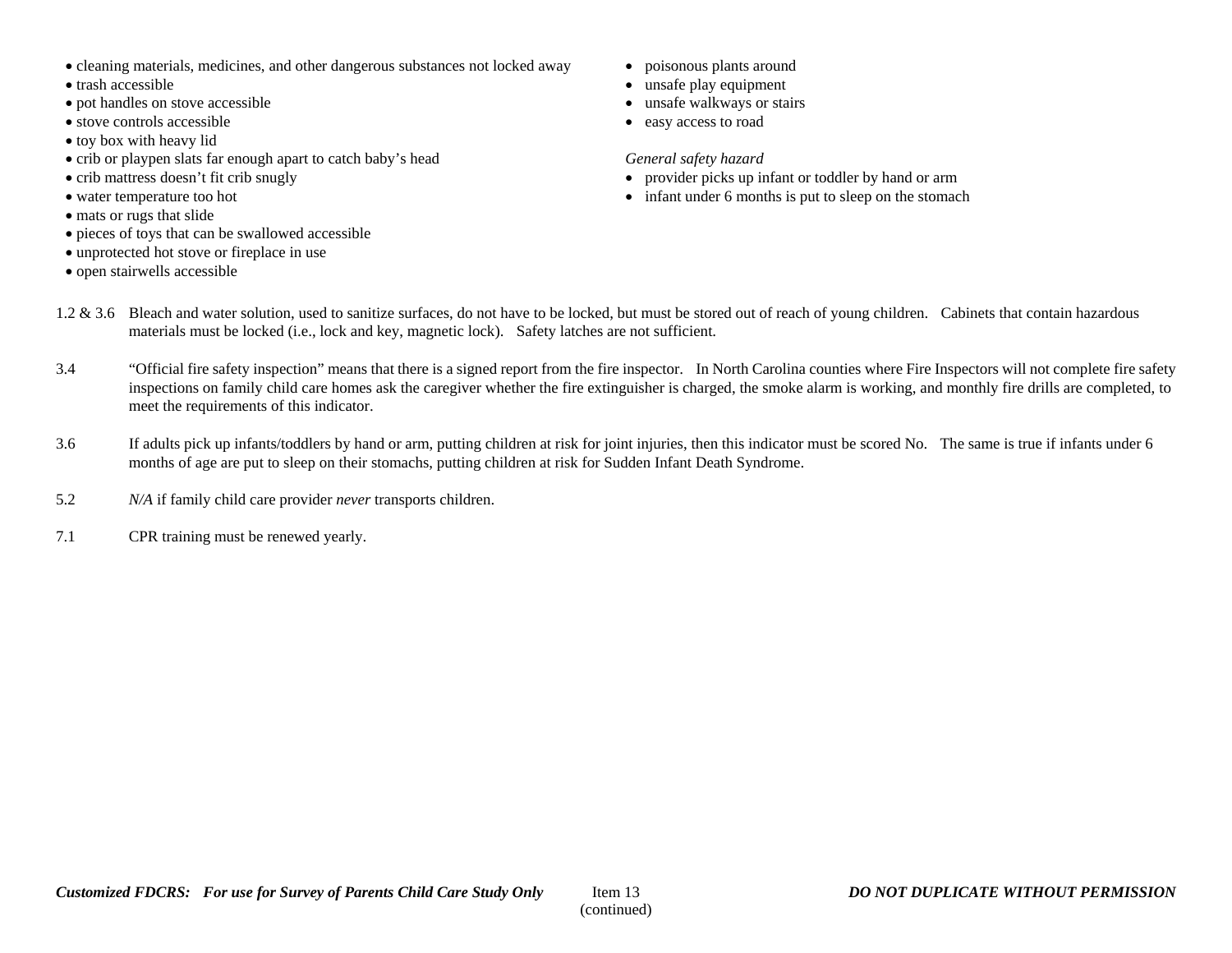- cleaning materials, medicines, and other dangerous substances not locked away
- trash accessible
- pot handles on stove accessible
- stove controls accessible
- toy box with heavy lid
- crib or playpen slats far enough apart to catch baby's head
- crib mattress doesn't fit crib snugly
- water temperature too hot
- mats or rugs that slide
- pieces of toys that can be swallowed accessible
- unprotected hot stove or fireplace in use
- open stairwells accessible
- poisonous plants around
- unsafe play equipment
- unsafe walkways or stairs
- easy access to road

*General safety hazard*

- provider picks up infant or toddler by hand or arm
- infant under 6 months is put to sleep on the stomach

1.2 & 3.6 Bleach and water solution, used to sanitize surfaces, do not have to be locked, but must be stored out of reach of young children. Cabinets that contain hazardous materials must be locked (i.e., lock and key, magnetic lock). Safety latches are not sufficient.

3.4 "Official fire safety inspection" means that there is a signed report from the fire inspector. In North Carolina counties where Fire Inspectors will not complete fire safety inspections on family child care homes ask the caregiver whether the fire extinguisher is charged, the smoke alarm is working, and monthly fire drills are completed, to meet the requirements of this indicator.

3.6 If adults pick up infants/toddlers by hand or arm, putting children at risk for joint injuries, then this indicator must be scored No. The same is true if infants under 6 months of age are put to sleep on their stomachs, putting children at risk for Sudden Infant Death Syndrome.

5.2 *N/A* if family child care provider *never* transports children.

7.1 CPR training must be renewed yearly.